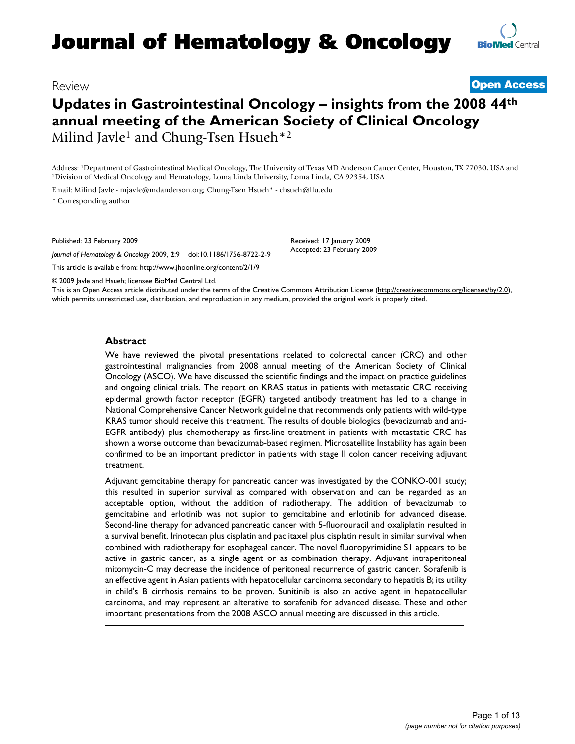# Journal of Hematology & Oncology

Review

**Open Access**

# Updates in Gastrointestinal Oncology – insights from the 2008 44th annual meeting of the American Society of Clinical Oncology

Milind Javle[1] and Chung-Tsen Hsueh*[2]

Address: [1]Department of Gastrointestinal Medical Oncology, The University of Texas MD Anderson Cancer Center, Houston, TX 77030, USA and [2]Division of Medical Oncology and Hematology, Loma Linda University, Loma Linda, CA 92354, USA

Email: Milind Javle - mjavle@mdanderson.org; Chung-Tsen Hsueh* - chsueh@llu.edu

* Corresponding author

Published: 23 February 2009

*Journal of Hematology & Oncology* 2009, **2**:9 doi:10.1186/1756-8722-2-9

Received: 17 January 2009
Accepted: 23 February 2009

This article is available from: http://www.jhoonline.org/content/2/1/9

© 2009 Javle and Hsueh; licensee BioMed Central Ltd.

This is an Open Access article distributed under the terms of the Creative Commons Attribution License (http://creativecommons.org/licenses/by/2.0), which permits unrestricted use, distribution, and reproduction in any medium, provided the original work is properly cited.

## Abstract

We have reviewed the pivotal presentations rcelated to colorectal cancer (CRC) and other gastrointestinal malignancies from 2008 annual meeting of the American Society of Clinical Oncology (ASCO). We have discussed the scientific findings and the impact on practice guidelines and ongoing clinical trials. The report on KRAS status in patients with metastatic CRC receiving epidermal growth factor receptor (EGFR) targeted antibody treatment has led to a change in National Comprehensive Cancer Network guideline that recommends only patients with wild-type KRAS tumor should receive this treatment. The results of double biologics (bevacizumab and anti-EGFR antibody) plus chemotherapy as first-line treatment in patients with metastatic CRC has shown a worse outcome than bevacizumab-based regimen. Microsatellite Instability has again been confirmed to be an important predictor in patients with stage II colon cancer receiving adjuvant treatment.

Adjuvant gemcitabine therapy for pancreatic cancer was investigated by the CONKO-001 study; this resulted in superior survival as compared with observation and can be regarded as an acceptable option, without the addition of radiotherapy. The addition of bevacizumab to gemcitabine and erlotinib was not supior to gemcitabine and erlotinib for advanced disease. Second-line therapy for advanced pancreatic cancer with 5-fluorouracil and oxaliplatin resulted in a survival benefit. Irinotecan plus cisplatin and paclitaxel plus cisplatin result in similar survival when combined with radiotherapy for esophageal cancer. The novel fluoropyrimidine S1 appears to be active in gastric cancer, as a single agent or as combination therapy. Adjuvant intraperitoneal mitomycin-C may decrease the incidence of peritoneal recurrence of gastric cancer. Sorafenib is an effective agent in Asian patients with hepatocellular carcinoma secondary to hepatitis B; its utility in child's B cirrhosis remains to be proven. Sunitinib is also an active agent in hepatocellular carcinoma, and may represent an alterative to sorafenib for advanced disease. These and other important presentations from the 2008 ASCO annual meeting are discussed in this article.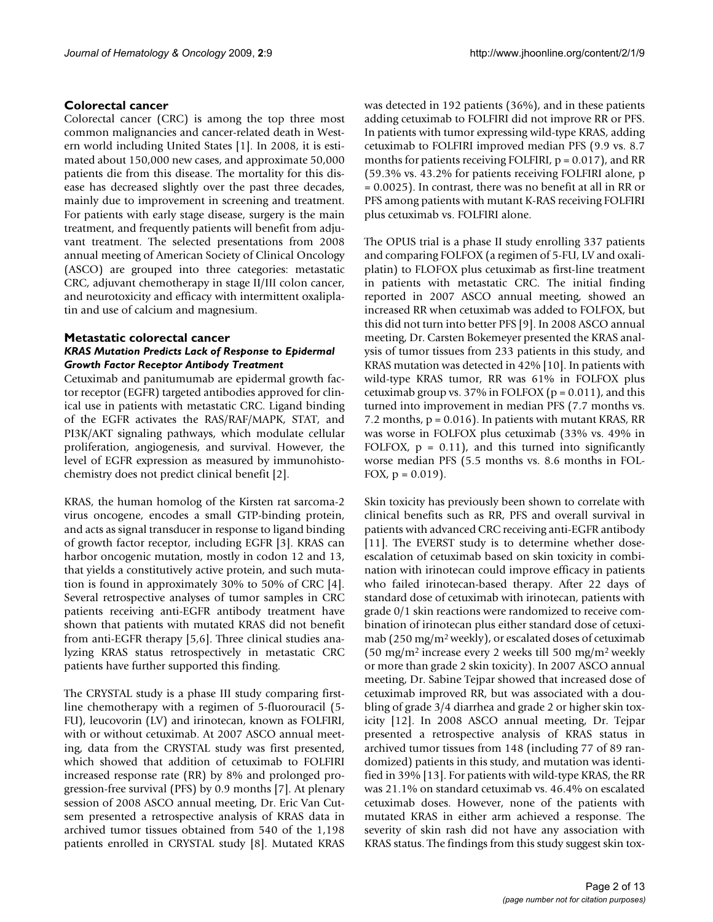## Colorectal cancer

Colorectal cancer (CRC) is among the top three most common malignancies and cancer-related death in Western world including United States [1]. In 2008, it is estimated about 150,000 new cases, and approximate 50,000 patients die from this disease. The mortality for this disease has decreased slightly over the past three decades, mainly due to improvement in screening and treatment. For patients with early stage disease, surgery is the main treatment, and frequently patients will benefit from adjuvant treatment. The selected presentations from 2008 annual meeting of American Society of Clinical Oncology (ASCO) are grouped into three categories: metastatic CRC, adjuvant chemotherapy in stage II/III colon cancer, and neurotoxicity and efficacy with intermittent oxaliplatin and use of calcium and magnesium.

## Metastatic colorectal cancer

### *KRAS Mutation Predicts Lack of Response to Epidermal Growth Factor Receptor Antibody Treatment*

Cetuximab and panitumumab are epidermal growth factor receptor (EGFR) targeted antibodies approved for clinical use in patients with metastatic CRC. Ligand binding of the EGFR activates the RAS/RAF/MAPK, STAT, and PI3K/AKT signaling pathways, which modulate cellular proliferation, angiogenesis, and survival. However, the level of EGFR expression as measured by immunohistochemistry does not predict clinical benefit [2].

KRAS, the human homolog of the Kirsten rat sarcoma-2 virus oncogene, encodes a small GTP-binding protein, and acts as signal transducer in response to ligand binding of growth factor receptor, including EGFR [3]. KRAS can harbor oncogenic mutation, mostly in codon 12 and 13, that yields a constitutively active protein, and such mutation is found in approximately 30% to 50% of CRC [4]. Several retrospective analyses of tumor samples in CRC patients receiving anti-EGFR antibody treatment have shown that patients with mutated KRAS did not benefit from anti-EGFR therapy [5,6]. Three clinical studies analyzing KRAS status retrospectively in metastatic CRC patients have further supported this finding.

The CRYSTAL study is a phase III study comparing first-line chemotherapy with a regimen of 5-fluorouracil (5-FU), leucovorin (LV) and irinotecan, known as FOLFIRI, with or without cetuximab. At 2007 ASCO annual meeting, data from the CRYSTAL study was first presented, which showed that addition of cetuximab to FOLFIRI increased response rate (RR) by 8% and prolonged progression-free survival (PFS) by 0.9 months [7]. At plenary session of 2008 ASCO annual meeting, Dr. Eric Van Cutsem presented a retrospective analysis of KRAS data in archived tumor tissues obtained from 540 of the 1,198 patients enrolled in CRYSTAL study [8]. Mutated KRAS was detected in 192 patients (36%), and in these patients adding cetuximab to FOLFIRI did not improve RR or PFS. In patients with tumor expressing wild-type KRAS, adding cetuximab to FOLFIRI improved median PFS (9.9 vs. 8.7 months for patients receiving FOLFIRI, $p = 0.017$), and RR (59.3% vs. 43.2% for patients receiving FOLFIRI alone, $p = 0.0025$). In contrast, there was no benefit at all in RR or PFS among patients with mutant K-RAS receiving FOLFIRI plus cetuximab vs. FOLFIRI alone.

The OPUS trial is a phase II study enrolling 337 patients and comparing FOLFOX (a regimen of 5-FU, LV and oxaliplatin) to FLOFOX plus cetuximab as first-line treatment in patients with metastatic CRC. The initial finding reported in 2007 ASCO annual meeting, showed an increased RR when cetuximab was added to FOLFOX, but this did not turn into better PFS [9]. In 2008 ASCO annual meeting, Dr. Carsten Bokemeyer presented the KRAS analysis of tumor tissues from 233 patients in this study, and KRAS mutation was detected in 42% [10]. In patients with wild-type KRAS tumor, RR was 61% in FOLFOX plus cetuximab group vs. 37% in FOLFOX ($p = 0.011$), and this turned into improvement in median PFS (7.7 months vs. 7.2 months, $p = 0.016$). In patients with mutant KRAS, RR was worse in FOLFOX plus cetuximab (33% vs. 49% in FOLFOX, $p = 0.11$), and this turned into significantly worse median PFS (5.5 months vs. 8.6 months in FOLFOX, $p = 0.019$).

Skin toxicity has previously been shown to correlate with clinical benefits such as RR, PFS and overall survival in patients with advanced CRC receiving anti-EGFR antibody [11]. The EVERST study is to determine whether dose-escalation of cetuximab based on skin toxicity in combination with irinotecan could improve efficacy in patients who failed irinotecan-based therapy. After 22 days of standard dose of cetuximab with irinotecan, patients with grade 0/1 skin reactions were randomized to receive combination of irinotecan plus either standard dose of cetuximab (250 mg/m$^2$ weekly), or escalated doses of cetuximab (50 mg/m$^2$ increase every 2 weeks till 500 mg/m$^2$ weekly or more than grade 2 skin toxicity). In 2007 ASCO annual meeting, Dr. Sabine Tejpar showed that increased dose of cetuximab improved RR, but was associated with a doubling of grade 3/4 diarrhea and grade 2 or higher skin toxicity [12]. In 2008 ASCO annual meeting, Dr. Tejpar presented a retrospective analysis of KRAS status in archived tumor tissues from 148 (including 77 of 89 randomized) patients in this study, and mutation was identified in 39% [13]. For patients with wild-type KRAS, the RR was 21.1% on standard cetuximab vs. 46.4% on escalated cetuximab doses. However, none of the patients with mutated KRAS in either arm achieved a response. The severity of skin rash did not have any association with KRAS status. The findings from this study suggest skin tox-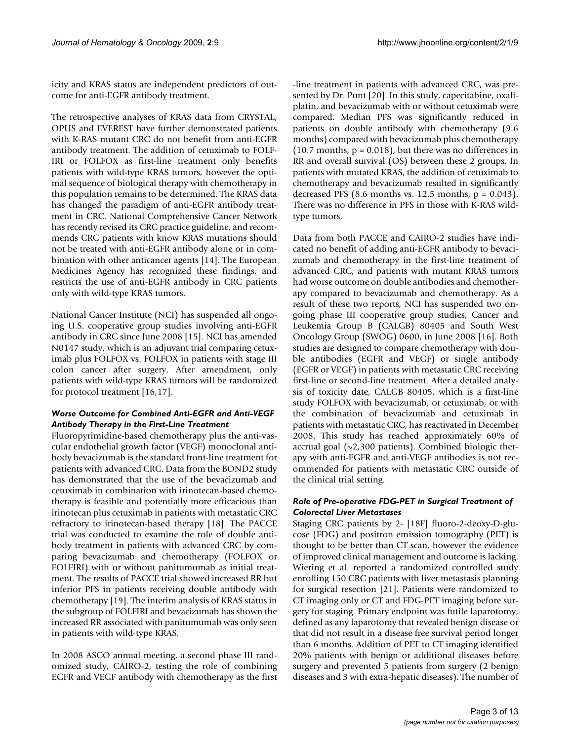icity and KRAS status are independent predictors of outcome for anti-EGFR antibody treatment.

The retrospective analyses of KRAS data from CRYSTAL, OPUS and EVEREST have further demonstrated patients with K-RAS mutant CRC do not benefit from anti-EGFR antibody treatment. The addition of cetuximab to FOLFIRI or FOLFOX as first-line treatment only benefits patients with wild-type KRAS tumors, however the optimal sequence of biological therapy with chemotherapy in this population remains to be determined. The KRAS data has changed the paradigm of anti-EGFR antibody treatment in CRC. National Comprehensive Cancer Network has recently revised its CRC practice guideline, and recommends CRC patients with know KRAS mutations should not be treated with anti-EGFR antibody alone or in combination with other anticancer agents [14]. The European Medicines Agency has recognized these findings, and restricts the use of anti-EGFR antibody in CRC patients only with wild-type KRAS tumors.

National Cancer Institute (NCI) has suspended all ongoing U.S. cooperative group studies involving anti-EGFR antibody in CRC since June 2008 [15]. NCI has amended N0147 study, which is an adjuvant trial comparing cetuximab plus FOLFOX vs. FOLFOX in patients with stage III colon cancer after surgery. After amendment, only patients with wild-type KRAS tumors will be randomized for protocol treatment [16,17].

### *Worse Outcome for Combined Anti-EGFR and Anti-VEGF Antibody Therapy in the First-Line Treatment*

Fluoropyrimidine-based chemotherapy plus the anti-vascular endothelial growth factor (VEGF) monoclonal antibody bevacizumab is the standard front-line treatment for patients with advanced CRC. Data from the BOND2 study has demonstrated that the use of the bevacizumab and cetuximab in combination with irinotecan-based chemotherapy is feasible and potentially more efficacious than irinotecan plus cetuximab in patients with metastatic CRC refractory to irinotecan-based therapy [18]. The PACCE trial was conducted to examine the role of double antibody treatment in patients with advanced CRC by comparing bevacizumab and chemotherapy (FOLFOX or FOLFIRI) with or without panitumumab as initial treatment. The results of PACCE trial showed increased RR but inferior PFS in patients receiving double antibody with chemotherapy [19]. The interim analysis of KRAS status in the subgroup of FOLFIRI and bevacizumab has shown the increased RR associated with panitumumab was only seen in patients with wild-type KRAS.

In 2008 ASCO annual meeting, a second phase III randomized study, CAIRO-2, testing the role of combining EGFR and VEGF antibody with chemotherapy as the first-line treatment in patients with advanced CRC, was presented by Dr. Punt [20]. In this study, capecitabine, oxaliplatin, and bevacizumab with or without cetuximab were compared. Median PFS was significantly reduced in patients on double antibody with chemotherapy (9.6 months) compared with bevacizumab plus chemotherapy (10.7 months, $p = 0.018$), but there was no differences in RR and overall survival (OS) between these 2 groups. In patients with mutated KRAS, the addition of cetuximab to chemotherapy and bevacizumab resulted in significantly decreased PFS (8.6 months vs. 12.5 months, $p = 0.043$). There was no difference in PFS in those with K-RAS wild-type tumors.

Data from both PACCE and CAIRO-2 studies have indicated no benefit of adding anti-EGFR antibody to bevacizumab and chemotherapy in the first-line treatment of advanced CRC, and patients with mutant KRAS tumors had worse outcome on double antibodies and chemotherapy compared to bevacizumab and chemotherapy. As a result of these two reports, NCI has suspended two ongoing phase III cooperative group studies, Cancer and Leukemia Group B (CALGB) 80405 and South West Oncology Group (SWOG) 0600, in June 2008 [16]. Both studies are designed to compare chemotherapy with double antibodies (EGFR and VEGF) or single antibody (EGFR or VEGF) in patients with metastatic CRC receiving first-line or second-line treatment. After a detailed analysis of toxicity date, CALGB 80405, which is a first-line study FOLFOX with bevacizumab, or cetuximab, or with the combination of bevacizumab and cetuximab in patients with metastatic CRC, has reactivated in December 2008. This study has reached approximately 60% of accrual goal (~2,300 patients). Combined biologic therapy with anti-EGFR and anti-VEGF antibodies is not recommended for patients with metastatic CRC outside of the clinical trial setting.

### *Role of Pre-operative FDG-PET in Surgical Treatment of Colorectal Liver Metastases*

Staging CRC patients by 2- [18F] fluoro-2-deoxy-D-glucose (FDG) and positron emission tomography (PET) is thought to be better than CT scan, however the evidence of improved clinical management and outcome is lacking. Wiering et al. reported a randomized controlled study enrolling 150 CRC patients with liver metastasis planning for surgical resection [21]. Patients were randomized to CT imaging only or CT and FDG-PET imaging before surgery for staging. Primary endpoint was futile laparotomy, defined as any laparotomy that revealed benign disease or that did not result in a disease free survival period longer than 6 months. Addition of PET to CT imaging identified 20% patients with benign or additional diseases before surgery and prevented 5 patients from surgery (2 benign diseases and 3 with extra-hepatic diseases). The number of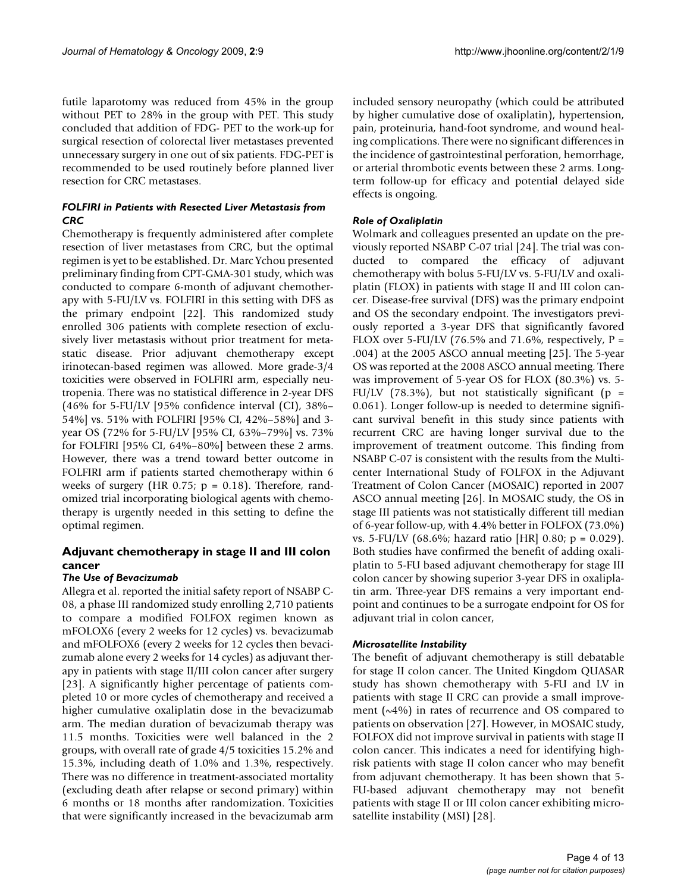futile laparotomy was reduced from 45% in the group without PET to 28% in the group with PET. This study concluded that addition of FDG- PET to the work-up for surgical resection of colorectal liver metastases prevented unnecessary surgery in one out of six patients. FDG-PET is recommended to be used routinely before planned liver resection for CRC metastases.

### *FOLFIRI in Patients with Resected Liver Metastasis from CRC*

Chemotherapy is frequently administered after complete resection of liver metastases from CRC, but the optimal regimen is yet to be established. Dr. Marc Ychou presented preliminary finding from CPT-GMA-301 study, which was conducted to compare 6-month of adjuvant chemotherapy with 5-FU/LV vs. FOLFIRI in this setting with DFS as the primary endpoint [22]. This randomized study enrolled 306 patients with complete resection of exclusively liver metastasis without prior treatment for metastatic disease. Prior adjuvant chemotherapy except irinotecan-based regimen was allowed. More grade-3/4 toxicities were observed in FOLFIRI arm, especially neutropenia. There was no statistical difference in 2-year DFS (46% for 5-FU/LV [95% confidence interval (CI), 38%–54%] vs. 51% with FOLFIRI [95% CI, 42%–58%] and 3-year OS (72% for 5-FU/LV [95% CI, 63%–79%] vs. 73% for FOLFIRI [95% CI, 64%–80%] between these 2 arms. However, there was a trend toward better outcome in FOLFIRI arm if patients started chemotherapy within 6 weeks of surgery (HR 0.75; p = 0.18). Therefore, randomized trial incorporating biological agents with chemotherapy is urgently needed in this setting to define the optimal regimen.

## Adjuvant chemotherapy in stage II and III colon cancer

### *The Use of Bevacizumab*

Allegra et al. reported the initial safety report of NSABP C-08, a phase III randomized study enrolling 2,710 patients to compare a modified FOLFOX regimen known as mFOLOX6 (every 2 weeks for 12 cycles) vs. bevacizumab and mFOLFOX6 (every 2 weeks for 12 cycles then bevacizumab alone every 2 weeks for 14 cycles) as adjuvant therapy in patients with stage II/III colon cancer after surgery [23]. A significantly higher percentage of patients completed 10 or more cycles of chemotherapy and received a higher cumulative oxaliplatin dose in the bevacizumab arm. The median duration of bevacizumab therapy was 11.5 months. Toxicities were well balanced in the 2 groups, with overall rate of grade 4/5 toxicities 15.2% and 15.3%, including death of 1.0% and 1.3%, respectively. There was no difference in treatment-associated mortality (excluding death after relapse or second primary) within 6 months or 18 months after randomization. Toxicities that were significantly increased in the bevacizumab arm included sensory neuropathy (which could be attributed by higher cumulative dose of oxaliplatin), hypertension, pain, proteinuria, hand-foot syndrome, and wound healing complications. There were no significant differences in the incidence of gastrointestinal perforation, hemorrhage, or arterial thrombotic events between these 2 arms. Long-term follow-up for efficacy and potential delayed side effects is ongoing.

### *Role of Oxaliplatin*

Wolmark and colleagues presented an update on the previously reported NSABP C-07 trial [24]. The trial was conducted to compared the efficacy of adjuvant chemotherapy with bolus 5-FU/LV vs. 5-FU/LV and oxaliplatin (FLOX) in patients with stage II and III colon cancer. Disease-free survival (DFS) was the primary endpoint and OS the secondary endpoint. The investigators previously reported a 3-year DFS that significantly favored FLOX over 5-FU/LV (76.5% and 71.6%, respectively, P = .004) at the 2005 ASCO annual meeting [25]. The 5-year OS was reported at the 2008 ASCO annual meeting. There was improvement of 5-year OS for FLOX (80.3%) vs. 5-FU/LV (78.3%), but not statistically significant (p = 0.061). Longer follow-up is needed to determine significant survival benefit in this study since patients with recurrent CRC are having longer survival due to the improvement of treatment outcome. This finding from NSABP C-07 is consistent with the results from the Multicenter International Study of FOLFOX in the Adjuvant Treatment of Colon Cancer (MOSAIC) reported in 2007 ASCO annual meeting [26]. In MOSAIC study, the OS in stage III patients was not statistically different till median of 6-year follow-up, with 4.4% better in FOLFOX (73.0%) vs. 5-FU/LV (68.6%; hazard ratio [HR] 0.80; p = 0.029). Both studies have confirmed the benefit of adding oxaliplatin to 5-FU based adjuvant chemotherapy for stage III colon cancer by showing superior 3-year DFS in oxaliplatin arm. Three-year DFS remains a very important endpoint and continues to be a surrogate endpoint for OS for adjuvant trial in colon cancer,

### *Microsatellite Instability*

The benefit of adjuvant chemotherapy is still debatable for stage II colon cancer. The United Kingdom QUASAR study has shown chemotherapy with 5-FU and LV in patients with stage II CRC can provide a small improvement (~4%) in rates of recurrence and OS compared to patients on observation [27]. However, in MOSAIC study, FOLFOX did not improve survival in patients with stage II colon cancer. This indicates a need for identifying high-risk patients with stage II colon cancer who may benefit from adjuvant chemotherapy. It has been shown that 5-FU-based adjuvant chemotherapy may not benefit patients with stage II or III colon cancer exhibiting microsatellite instability (MSI) [28].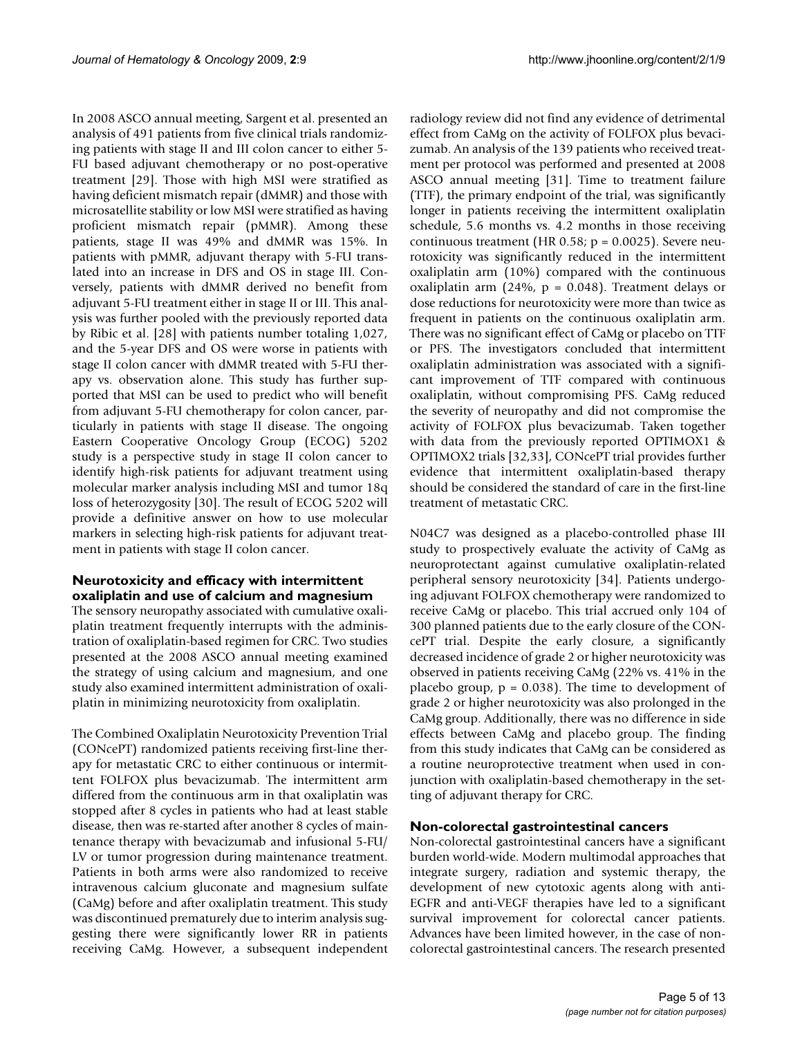In 2008 ASCO annual meeting, Sargent et al. presented an analysis of 491 patients from five clinical trials randomizing patients with stage II and III colon cancer to either 5-FU based adjuvant chemotherapy or no post-operative treatment [29]. Those with high MSI were stratified as having deficient mismatch repair (dMMR) and those with microsatellite stability or low MSI were stratified as having proficient mismatch repair (pMMR). Among these patients, stage II was 49% and dMMR was 15%. In patients with pMMR, adjuvant therapy with 5-FU translated into an increase in DFS and OS in stage III. Conversely, patients with dMMR derived no benefit from adjuvant 5-FU treatment either in stage II or III. This analysis was further pooled with the previously reported data by Ribic et al. [28] with patients number totaling 1,027, and the 5-year DFS and OS were worse in patients with stage II colon cancer with dMMR treated with 5-FU therapy vs. observation alone. This study has further supported that MSI can be used to predict who will benefit from adjuvant 5-FU chemotherapy for colon cancer, particularly in patients with stage II disease. The ongoing Eastern Cooperative Oncology Group (ECOG) 5202 study is a perspective study in stage II colon cancer to identify high-risk patients for adjuvant treatment using molecular marker analysis including MSI and tumor 18q loss of heterozygosity [30]. The result of ECOG 5202 will provide a definitive answer on how to use molecular markers in selecting high-risk patients for adjuvant treatment in patients with stage II colon cancer.

### Neurotoxicity and efficacy with intermittent oxaliplatin and use of calcium and magnesium

The sensory neuropathy associated with cumulative oxaliplatin treatment frequently interrupts with the administration of oxaliplatin-based regimen for CRC. Two studies presented at the 2008 ASCO annual meeting examined the strategy of using calcium and magnesium, and one study also examined intermittent administration of oxaliplatin in minimizing neurotoxicity from oxaliplatin.

The Combined Oxaliplatin Neurotoxicity Prevention Trial (CONcePT) randomized patients receiving first-line therapy for metastatic CRC to either continuous or intermittent FOLFOX plus bevacizumab. The intermittent arm differed from the continuous arm in that oxaliplatin was stopped after 8 cycles in patients who had at least stable disease, then was re-started after another 8 cycles of maintenance therapy with bevacizumab and infusional 5-FU/LV or tumor progression during maintenance treatment. Patients in both arms were also randomized to receive intravenous calcium gluconate and magnesium sulfate (CaMg) before and after oxaliplatin treatment. This study was discontinued prematurely due to interim analysis suggesting there were significantly lower RR in patients receiving CaMg. However, a subsequent independent radiology review did not find any evidence of detrimental effect from CaMg on the activity of FOLFOX plus bevacizumab. An analysis of the 139 patients who received treatment per protocol was performed and presented at 2008 ASCO annual meeting [31]. Time to treatment failure (TTF), the primary endpoint of the trial, was significantly longer in patients receiving the intermittent oxaliplatin schedule, 5.6 months vs. 4.2 months in those receiving continuous treatment (HR 0.58; $p = 0.0025$). Severe neurotoxicity was significantly reduced in the intermittent oxaliplatin arm (10%) compared with the continuous oxaliplatin arm (24%, $p = 0.048$). Treatment delays or dose reductions for neurotoxicity were more than twice as frequent in patients on the continuous oxaliplatin arm. There was no significant effect of CaMg or placebo on TTF or PFS. The investigators concluded that intermittent oxaliplatin administration was associated with a significant improvement of TTF compared with continuous oxaliplatin, without compromising PFS. CaMg reduced the severity of neuropathy and did not compromise the activity of FOLFOX plus bevacizumab. Taken together with data from the previously reported OPTIMOX1 & OPTIMOX2 trials [32,33], CONcePT trial provides further evidence that intermittent oxaliplatin-based therapy should be considered the standard of care in the first-line treatment of metastatic CRC.

N04C7 was designed as a placebo-controlled phase III study to prospectively evaluate the activity of CaMg as neuroprotectant against cumulative oxaliplatin-related peripheral sensory neurotoxicity [34]. Patients undergoing adjuvant FOLFOX chemotherapy were randomized to receive CaMg or placebo. This trial accrued only 104 of 300 planned patients due to the early closure of the CONcePT trial. Despite the early closure, a significantly decreased incidence of grade 2 or higher neurotoxicity was observed in patients receiving CaMg (22% vs. 41% in the placebo group, $p = 0.038$). The time to development of grade 2 or higher neurotoxicity was also prolonged in the CaMg group. Additionally, there was no difference in side effects between CaMg and placebo group. The finding from this study indicates that CaMg can be considered as a routine neuroprotective treatment when used in conjunction with oxaliplatin-based chemotherapy in the setting of adjuvant therapy for CRC.

### Non-colorectal gastrointestinal cancers

Non-colorectal gastrointestinal cancers have a significant burden world-wide. Modern multimodal approaches that integrate surgery, radiation and systemic therapy, the development of new cytotoxic agents along with anti-EGFR and anti-VEGF therapies have led to a significant survival improvement for colorectal cancer patients. Advances have been limited however, in the case of non-colorectal gastrointestinal cancers. The research presented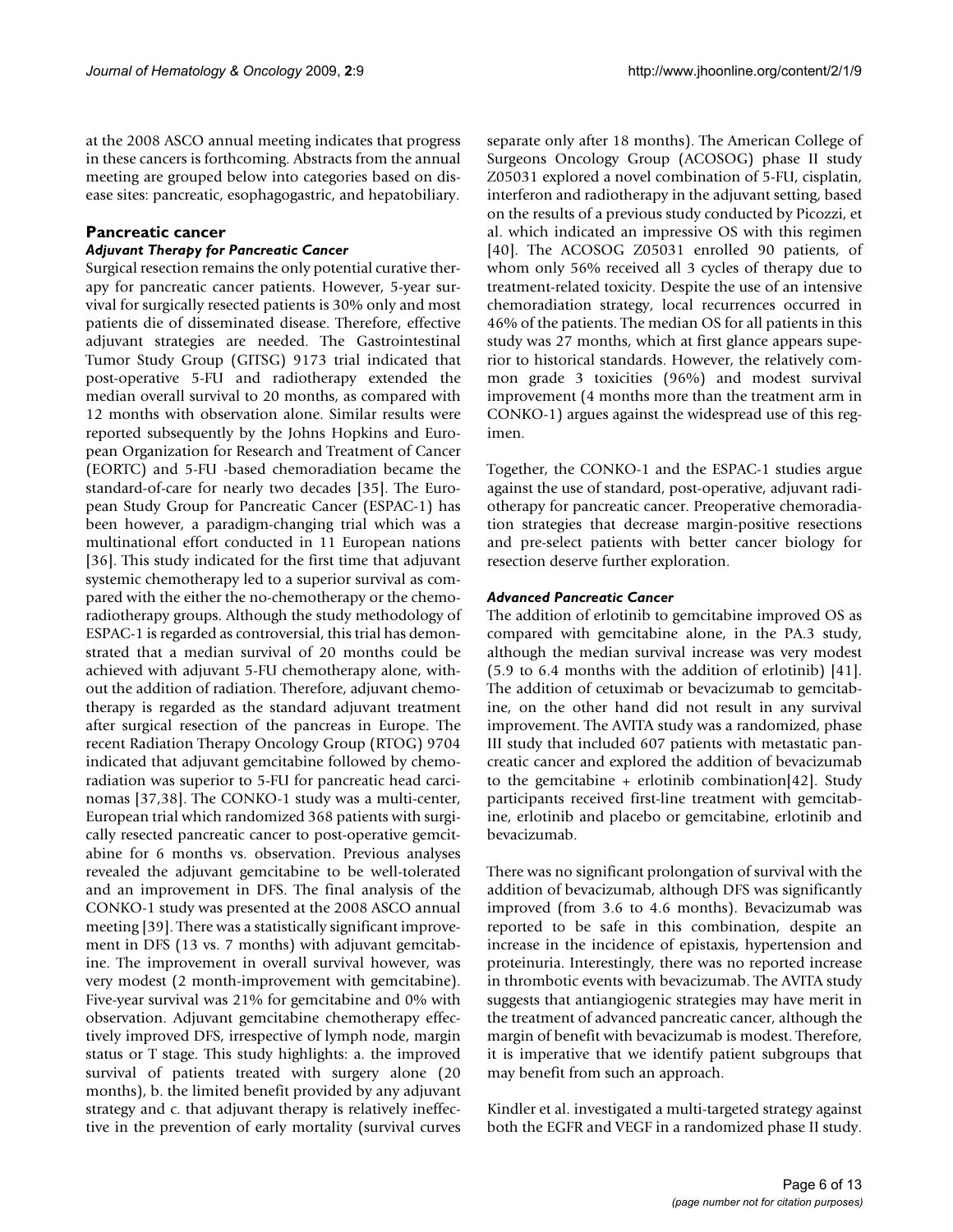at the 2008 ASCO annual meeting indicates that progress in these cancers is forthcoming. Abstracts from the annual meeting are grouped below into categories based on disease sites: pancreatic, esophagogastric, and hepatobiliary.

## Pancreatic cancer

### *Adjuvant Therapy for Pancreatic Cancer*

Surgical resection remains the only potential curative therapy for pancreatic cancer patients. However, 5-year survival for surgically resected patients is 30% only and most patients die of disseminated disease. Therefore, effective adjuvant strategies are needed. The Gastrointestinal Tumor Study Group (GITSG) 9173 trial indicated that post-operative 5-FU and radiotherapy extended the median overall survival to 20 months, as compared with 12 months with observation alone. Similar results were reported subsequently by the Johns Hopkins and European Organization for Research and Treatment of Cancer (EORTC) and 5-FU -based chemoradiation became the standard-of-care for nearly two decades [35]. The European Study Group for Pancreatic Cancer (ESPAC-1) has been however, a paradigm-changing trial which was a multinational effort conducted in 11 European nations [36]. This study indicated for the first time that adjuvant systemic chemotherapy led to a superior survival as compared with the either the no-chemotherapy or the chemoradiotherapy groups. Although the study methodology of ESPAC-1 is regarded as controversial, this trial has demonstrated that a median survival of 20 months could be achieved with adjuvant 5-FU chemotherapy alone, without the addition of radiation. Therefore, adjuvant chemotherapy is regarded as the standard adjuvant treatment after surgical resection of the pancreas in Europe. The recent Radiation Therapy Oncology Group (RTOG) 9704 indicated that adjuvant gemcitabine followed by chemoradiation was superior to 5-FU for pancreatic head carcinomas [37,38]. The CONKO-1 study was a multi-center, European trial which randomized 368 patients with surgically resected pancreatic cancer to post-operative gemcitabine for 6 months vs. observation. Previous analyses revealed the adjuvant gemcitabine to be well-tolerated and an improvement in DFS. The final analysis of the CONKO-1 study was presented at the 2008 ASCO annual meeting [39]. There was a statistically significant improvement in DFS (13 vs. 7 months) with adjuvant gemcitabine. The improvement in overall survival however, was very modest (2 month-improvement with gemcitabine). Five-year survival was 21% for gemcitabine and 0% with observation. Adjuvant gemcitabine chemotherapy effectively improved DFS, irrespective of lymph node, margin status or T stage. This study highlights: a. the improved survival of patients treated with surgery alone (20 months), b. the limited benefit provided by any adjuvant strategy and c. that adjuvant therapy is relatively ineffective in the prevention of early mortality (survival curves separate only after 18 months). The American College of Surgeons Oncology Group (ACOSOG) phase II study Z05031 explored a novel combination of 5-FU, cisplatin, interferon and radiotherapy in the adjuvant setting, based on the results of a previous study conducted by Picozzi, et al. which indicated an impressive OS with this regimen [40]. The ACOSOG Z05031 enrolled 90 patients, of whom only 56% received all 3 cycles of therapy due to treatment-related toxicity. Despite the use of an intensive chemoradiation strategy, local recurrences occurred in 46% of the patients. The median OS for all patients in this study was 27 months, which at first glance appears superior to historical standards. However, the relatively common grade 3 toxicities (96%) and modest survival improvement (4 months more than the treatment arm in CONKO-1) argues against the widespread use of this regimen.

Together, the CONKO-1 and the ESPAC-1 studies argue against the use of standard, post-operative, adjuvant radiotherapy for pancreatic cancer. Preoperative chemoradiation strategies that decrease margin-positive resections and pre-select patients with better cancer biology for resection deserve further exploration.

### *Advanced Pancreatic Cancer*

The addition of erlotinib to gemcitabine improved OS as compared with gemcitabine alone, in the PA.3 study, although the median survival increase was very modest (5.9 to 6.4 months with the addition of erlotinib) [41]. The addition of cetuximab or bevacizumab to gemcitabine, on the other hand did not result in any survival improvement. The AVITA study was a randomized, phase III study that included 607 patients with metastatic pancreatic cancer and explored the addition of bevacizumab to the gemcitabine + erlotinib combination[42]. Study participants received first-line treatment with gemcitabine, erlotinib and placebo or gemcitabine, erlotinib and bevacizumab.

There was no significant prolongation of survival with the addition of bevacizumab, although DFS was significantly improved (from 3.6 to 4.6 months). Bevacizumab was reported to be safe in this combination, despite an increase in the incidence of epistaxis, hypertension and proteinuria. Interestingly, there was no reported increase in thrombotic events with bevacizumab. The AVITA study suggests that antiangiogenic strategies may have merit in the treatment of advanced pancreatic cancer, although the margin of benefit with bevacizumab is modest. Therefore, it is imperative that we identify patient subgroups that may benefit from such an approach.

Kindler et al. investigated a multi-targeted strategy against both the EGFR and VEGF in a randomized phase II study.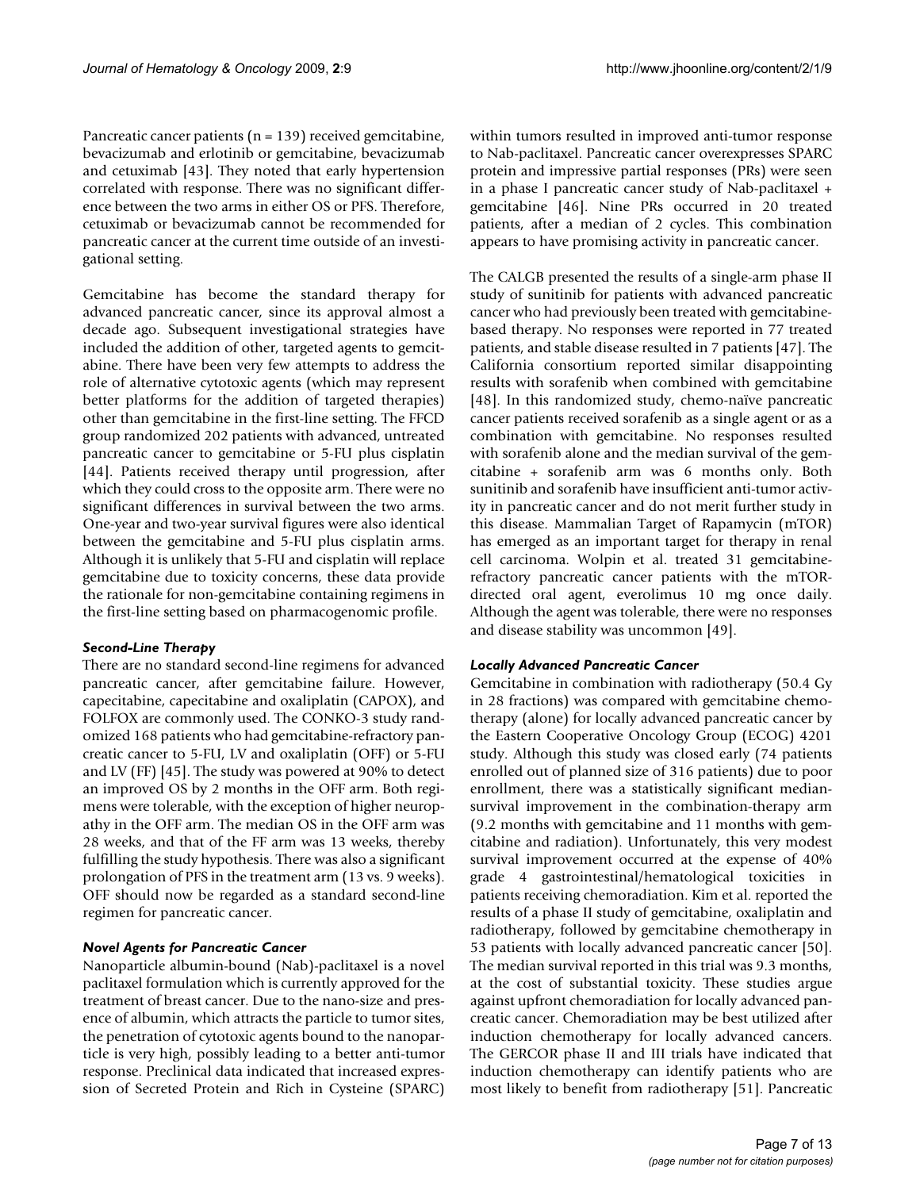Pancreatic cancer patients (n = 139) received gemcitabine, bevacizumab and erlotinib or gemcitabine, bevacizumab and cetuximab [43]. They noted that early hypertension correlated with response. There was no significant difference between the two arms in either OS or PFS. Therefore, cetuximab or bevacizumab cannot be recommended for pancreatic cancer at the current time outside of an investigational setting.

Gemcitabine has become the standard therapy for advanced pancreatic cancer, since its approval almost a decade ago. Subsequent investigational strategies have included the addition of other, targeted agents to gemcitabine. There have been very few attempts to address the role of alternative cytotoxic agents (which may represent better platforms for the addition of targeted therapies) other than gemcitabine in the first-line setting. The FFCD group randomized 202 patients with advanced, untreated pancreatic cancer to gemcitabine or 5-FU plus cisplatin [44]. Patients received therapy until progression, after which they could cross to the opposite arm. There were no significant differences in survival between the two arms. One-year and two-year survival figures were also identical between the gemcitabine and 5-FU plus cisplatin arms. Although it is unlikely that 5-FU and cisplatin will replace gemcitabine due to toxicity concerns, these data provide the rationale for non-gemcitabine containing regimens in the first-line setting based on pharmacogenomic profile.

### *Second-Line Therapy*

There are no standard second-line regimens for advanced pancreatic cancer, after gemcitabine failure. However, capecitabine, capecitabine and oxaliplatin (CAPOX), and FOLFOX are commonly used. The CONKO-3 study randomized 168 patients who had gemcitabine-refractory pancreatic cancer to 5-FU, LV and oxaliplatin (OFF) or 5-FU and LV (FF) [45]. The study was powered at 90% to detect an improved OS by 2 months in the OFF arm. Both regimens were tolerable, with the exception of higher neuropathy in the OFF arm. The median OS in the OFF arm was 28 weeks, and that of the FF arm was 13 weeks, thereby fulfilling the study hypothesis. There was also a significant prolongation of PFS in the treatment arm (13 vs. 9 weeks). OFF should now be regarded as a standard second-line regimen for pancreatic cancer.

### *Novel Agents for Pancreatic Cancer*

Nanoparticle albumin-bound (Nab)-paclitaxel is a novel paclitaxel formulation which is currently approved for the treatment of breast cancer. Due to the nano-size and presence of albumin, which attracts the particle to tumor sites, the penetration of cytotoxic agents bound to the nanoparticle is very high, possibly leading to a better anti-tumor response. Preclinical data indicated that increased expression of Secreted Protein and Rich in Cysteine (SPARC) within tumors resulted in improved anti-tumor response to Nab-paclitaxel. Pancreatic cancer overexpresses SPARC protein and impressive partial responses (PRs) were seen in a phase I pancreatic cancer study of Nab-paclitaxel + gemcitabine [46]. Nine PRs occurred in 20 treated patients, after a median of 2 cycles. This combination appears to have promising activity in pancreatic cancer.

The CALGB presented the results of a single-arm phase II study of sunitinib for patients with advanced pancreatic cancer who had previously been treated with gemcitabine-based therapy. No responses were reported in 77 treated patients, and stable disease resulted in 7 patients [47]. The California consortium reported similar disappointing results with sorafenib when combined with gemcitabine [48]. In this randomized study, chemo-naïve pancreatic cancer patients received sorafenib as a single agent or as a combination with gemcitabine. No responses resulted with sorafenib alone and the median survival of the gemcitabine + sorafenib arm was 6 months only. Both sunitinib and sorafenib have insufficient anti-tumor activity in pancreatic cancer and do not merit further study in this disease. Mammalian Target of Rapamycin (mTOR) has emerged as an important target for therapy in renal cell carcinoma. Wolpin et al. treated 31 gemcitabine-refractory pancreatic cancer patients with the mTOR-directed oral agent, everolimus 10 mg once daily. Although the agent was tolerable, there were no responses and disease stability was uncommon [49].

### *Locally Advanced Pancreatic Cancer*

Gemcitabine in combination with radiotherapy (50.4 Gy in 28 fractions) was compared with gemcitabine chemotherapy (alone) for locally advanced pancreatic cancer by the Eastern Cooperative Oncology Group (ECOG) 4201 study. Although this study was closed early (74 patients enrolled out of planned size of 316 patients) due to poor enrollment, there was a statistically significant median-survival improvement in the combination-therapy arm (9.2 months with gemcitabine and 11 months with gemcitabine and radiation). Unfortunately, this very modest survival improvement occurred at the expense of 40% grade 4 gastrointestinal/hematological toxicities in patients receiving chemoradiation. Kim et al. reported the results of a phase II study of gemcitabine, oxaliplatin and radiotherapy, followed by gemcitabine chemotherapy in 53 patients with locally advanced pancreatic cancer [50]. The median survival reported in this trial was 9.3 months, at the cost of substantial toxicity. These studies argue against upfront chemoradiation for locally advanced pancreatic cancer. Chemoradiation may be best utilized after induction chemotherapy for locally advanced cancers. The GERCOR phase II and III trials have indicated that induction chemotherapy can identify patients who are most likely to benefit from radiotherapy [51]. Pancreatic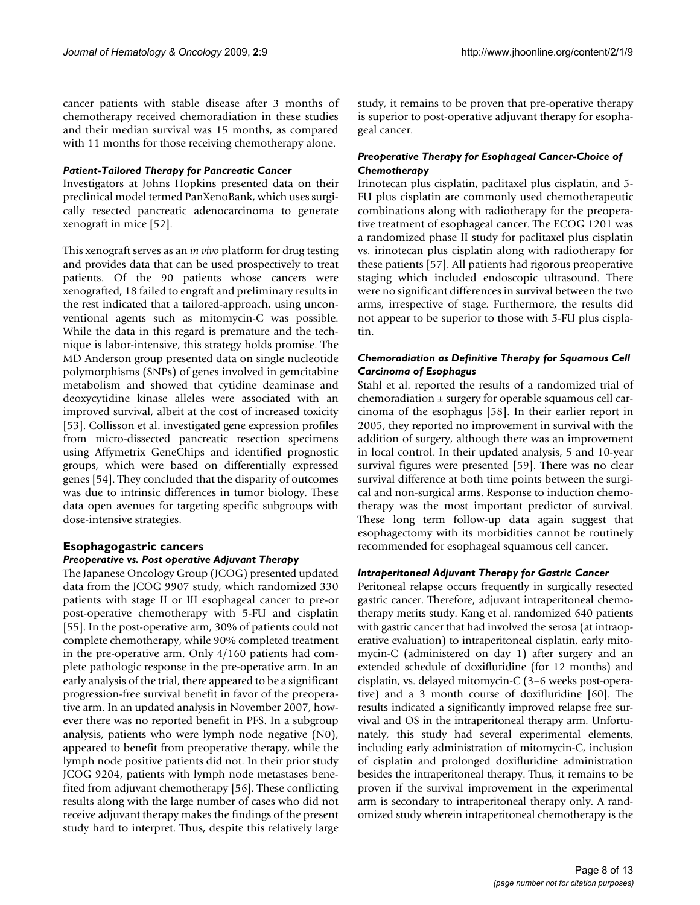cancer patients with stable disease after 3 months of chemotherapy received chemoradiation in these studies and their median survival was 15 months, as compared with 11 months for those receiving chemotherapy alone.

#### *Patient-Tailored Therapy for Pancreatic Cancer*

Investigators at Johns Hopkins presented data on their preclinical model termed PanXenoBank, which uses surgically resected pancreatic adenocarcinoma to generate xenograft in mice [52].

This xenograft serves as an *in vivo* platform for drug testing and provides data that can be used prospectively to treat patients. Of the 90 patients whose cancers were xenografted, 18 failed to engraft and preliminary results in the rest indicated that a tailored-approach, using unconventional agents such as mitomycin-C was possible. While the data in this regard is premature and the technique is labor-intensive, this strategy holds promise. The MD Anderson group presented data on single nucleotide polymorphisms (SNPs) of genes involved in gemcitabine metabolism and showed that cytidine deaminase and deoxycytidine kinase alleles were associated with an improved survival, albeit at the cost of increased toxicity [53]. Collisson et al. investigated gene expression profiles from micro-dissected pancreatic resection specimens using Affymetrix GeneChips and identified prognostic groups, which were based on differentially expressed genes [54]. They concluded that the disparity of outcomes was due to intrinsic differences in tumor biology. These data open avenues for targeting specific subgroups with dose-intensive strategies.

### Esophagogastric cancers

#### *Preoperative vs. Post operative Adjuvant Therapy*

The Japanese Oncology Group (JCOG) presented updated data from the JCOG 9907 study, which randomized 330 patients with stage II or III esophageal cancer to pre-or post-operative chemotherapy with 5-FU and cisplatin [55]. In the post-operative arm, 30% of patients could not complete chemotherapy, while 90% completed treatment in the pre-operative arm. Only 4/160 patients had complete pathologic response in the pre-operative arm. In an early analysis of the trial, there appeared to be a significant progression-free survival benefit in favor of the preoperative arm. In an updated analysis in November 2007, however there was no reported benefit in PFS. In a subgroup analysis, patients who were lymph node negative (N0), appeared to benefit from preoperative therapy, while the lymph node positive patients did not. In their prior study JCOG 9204, patients with lymph node metastases benefited from adjuvant chemotherapy [56]. These conflicting results along with the large number of cases who did not receive adjuvant therapy makes the findings of the present study hard to interpret. Thus, despite this relatively large study, it remains to be proven that pre-operative therapy is superior to post-operative adjuvant therapy for esophageal cancer.

#### *Preoperative Therapy for Esophageal Cancer-Choice of Chemotherapy*

Irinotecan plus cisplatin, paclitaxel plus cisplatin, and 5-FU plus cisplatin are commonly used chemotherapeutic combinations along with radiotherapy for the preoperative treatment of esophageal cancer. The ECOG 1201 was a randomized phase II study for paclitaxel plus cisplatin vs. irinotecan plus cisplatin along with radiotherapy for these patients [57]. All patients had rigorous preoperative staging which included endoscopic ultrasound. There were no significant differences in survival between the two arms, irrespective of stage. Furthermore, the results did not appear to be superior to those with 5-FU plus cisplatin.

#### *Chemoradiation as Definitive Therapy for Squamous Cell Carcinoma of Esophagus*

Stahl et al. reported the results of a randomized trial of chemoradiation ± surgery for operable squamous cell carcinoma of the esophagus [58]. In their earlier report in 2005, they reported no improvement in survival with the addition of surgery, although there was an improvement in local control. In their updated analysis, 5 and 10-year survival figures were presented [59]. There was no clear survival difference at both time points between the surgical and non-surgical arms. Response to induction chemotherapy was the most important predictor of survival. These long term follow-up data again suggest that esophagectomy with its morbidities cannot be routinely recommended for esophageal squamous cell cancer.

#### *Intraperitoneal Adjuvant Therapy for Gastric Cancer*

Peritoneal relapse occurs frequently in surgically resected gastric cancer. Therefore, adjuvant intraperitoneal chemotherapy merits study. Kang et al. randomized 640 patients with gastric cancer that had involved the serosa (at intraoperative evaluation) to intraperitoneal cisplatin, early mitomycin-C (administered on day 1) after surgery and an extended schedule of doxifluridine (for 12 months) and cisplatin, vs. delayed mitomycin-C (3–6 weeks post-operative) and a 3 month course of doxifluridine [60]. The results indicated a significantly improved relapse free survival and OS in the intraperitoneal therapy arm. Unfortunately, this study had several experimental elements, including early administration of mitomycin-C, inclusion of cisplatin and prolonged doxifluridine administration besides the intraperitoneal therapy. Thus, it remains to be proven if the survival improvement in the experimental arm is secondary to intraperitoneal therapy only. A randomized study wherein intraperitoneal chemotherapy is the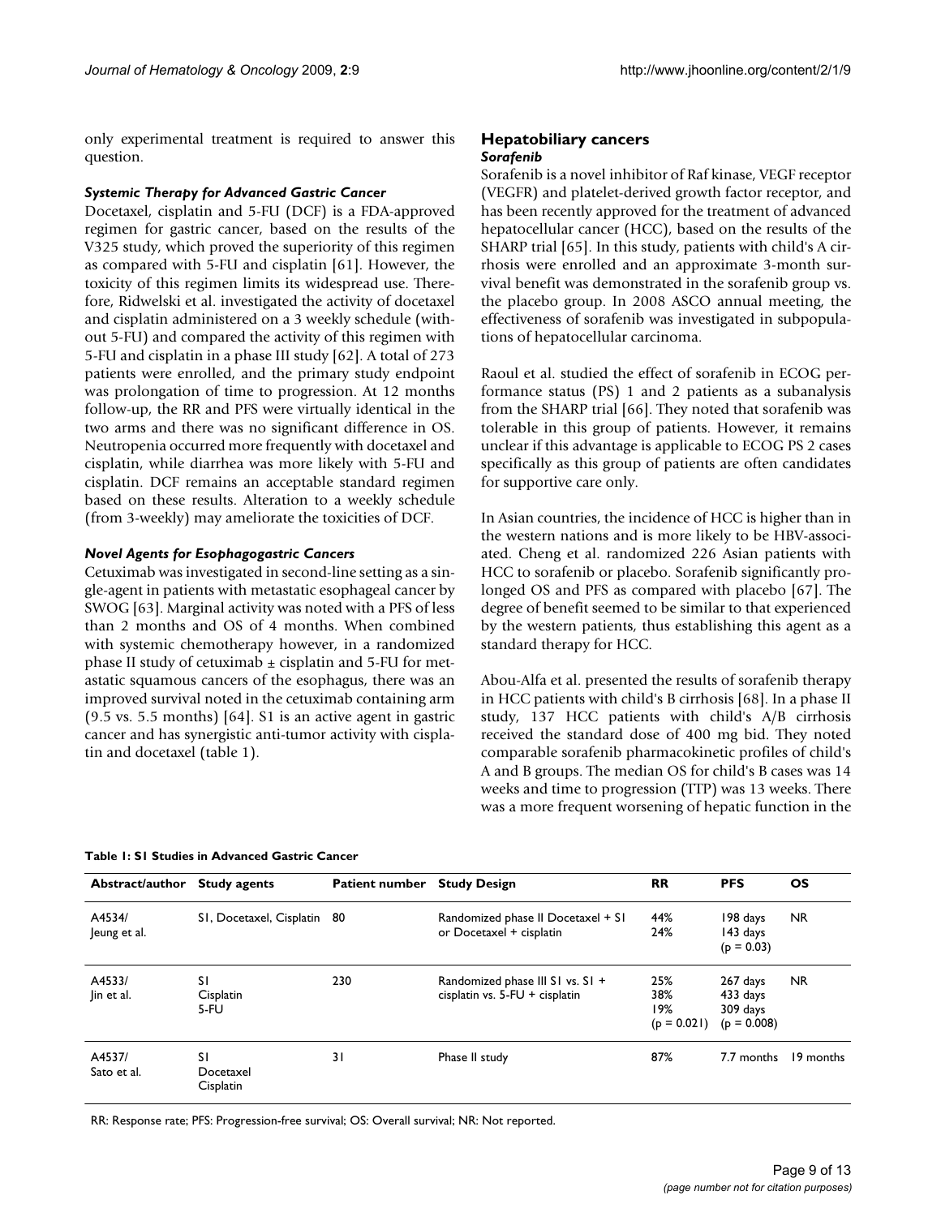only experimental treatment is required to answer this question.

### *Systemic Therapy for Advanced Gastric Cancer*

Docetaxel, cisplatin and 5-FU (DCF) is a FDA-approved regimen for gastric cancer, based on the results of the V325 study, which proved the superiority of this regimen as compared with 5-FU and cisplatin [61]. However, the toxicity of this regimen limits its widespread use. Therefore, Ridwelski et al. investigated the activity of docetaxel and cisplatin administered on a 3 weekly schedule (without 5-FU) and compared the activity of this regimen with 5-FU and cisplatin in a phase III study [62]. A total of 273 patients were enrolled, and the primary study endpoint was prolongation of time to progression. At 12 months follow-up, the RR and PFS were virtually identical in the two arms and there was no significant difference in OS. Neutropenia occurred more frequently with docetaxel and cisplatin, while diarrhea was more likely with 5-FU and cisplatin. DCF remains an acceptable standard regimen based on these results. Alteration to a weekly schedule (from 3-weekly) may ameliorate the toxicities of DCF.

### *Novel Agents for Esophagogastric Cancers*

Cetuximab was investigated in second-line setting as a single-agent in patients with metastatic esophageal cancer by SWOG [63]. Marginal activity was noted with a PFS of less than 2 months and OS of 4 months. When combined with systemic chemotherapy however, in a randomized phase II study of cetuximab ± cisplatin and 5-FU for metastatic squamous cancers of the esophagus, there was an improved survival noted in the cetuximab containing arm (9.5 vs. 5.5 months) [64]. S1 is an active agent in gastric cancer and has synergistic anti-tumor activity with cisplatin and docetaxel (table 1).

## Hepatobiliary cancers

### *Sorafenib*

Sorafenib is a novel inhibitor of Raf kinase, VEGF receptor (VEGFR) and platelet-derived growth factor receptor, and has been recently approved for the treatment of advanced hepatocellular cancer (HCC), based on the results of the SHARP trial [65]. In this study, patients with child's A cirrhosis were enrolled and an approximate 3-month survival benefit was demonstrated in the sorafenib group vs. the placebo group. In 2008 ASCO annual meeting, the effectiveness of sorafenib was investigated in subpopulations of hepatocellular carcinoma.

Raoul et al. studied the effect of sorafenib in ECOG performance status (PS) 1 and 2 patients as a subanalysis from the SHARP trial [66]. They noted that sorafenib was tolerable in this group of patients. However, it remains unclear if this advantage is applicable to ECOG PS 2 cases specifically as this group of patients are often candidates for supportive care only.

In Asian countries, the incidence of HCC is higher than in the western nations and is more likely to be HBV-associated. Cheng et al. randomized 226 Asian patients with HCC to sorafenib or placebo. Sorafenib significantly prolonged OS and PFS as compared with placebo [67]. The degree of benefit seemed to be similar to that experienced by the western patients, thus establishing this agent as a standard therapy for HCC.

Abou-Alfa et al. presented the results of sorafenib therapy in HCC patients with child's B cirrhosis [68]. In a phase II study, 137 HCC patients with child's A/B cirrhosis received the standard dose of 400 mg bid. They noted comparable sorafenib pharmacokinetic profiles of child's A and B groups. The median OS for child's B cases was 14 weeks and time to progression (TTP) was 13 weeks. There was a more frequent worsening of hepatic function in the

**Table 1: S1 Studies in Advanced Gastric Cancer**

| Abstract/author | Study agents | Patient number | Study Design | RR | PFS | OS |
|---|---|---|---|---|---|---|
| A4534/ Jeung et al. | S1, Docetaxel, Cisplatin | 80 | Randomized phase II Docetaxel + S1 or Docetaxel + cisplatin | 44%<br>24% | 198 days<br>143 days<br>($p = 0.03$) | NR |
| A4533/ Jin et al. | S1<br>Cisplatin<br>5-FU | 230 | Randomized phase III S1 vs. S1 + cisplatin vs. 5-FU + cisplatin | 25%<br>38%<br>19%<br>($p = 0.021$) | 267 days<br>433 days<br>309 days<br>($p = 0.008$) | NR |
| A4537/ Sato et al. | S1<br>Docetaxel<br>Cisplatin | 31 | Phase II study | 87% | 7.7 months | 19 months |

RR: Response rate; PFS: Progression-free survival; OS: Overall survival; NR: Not reported.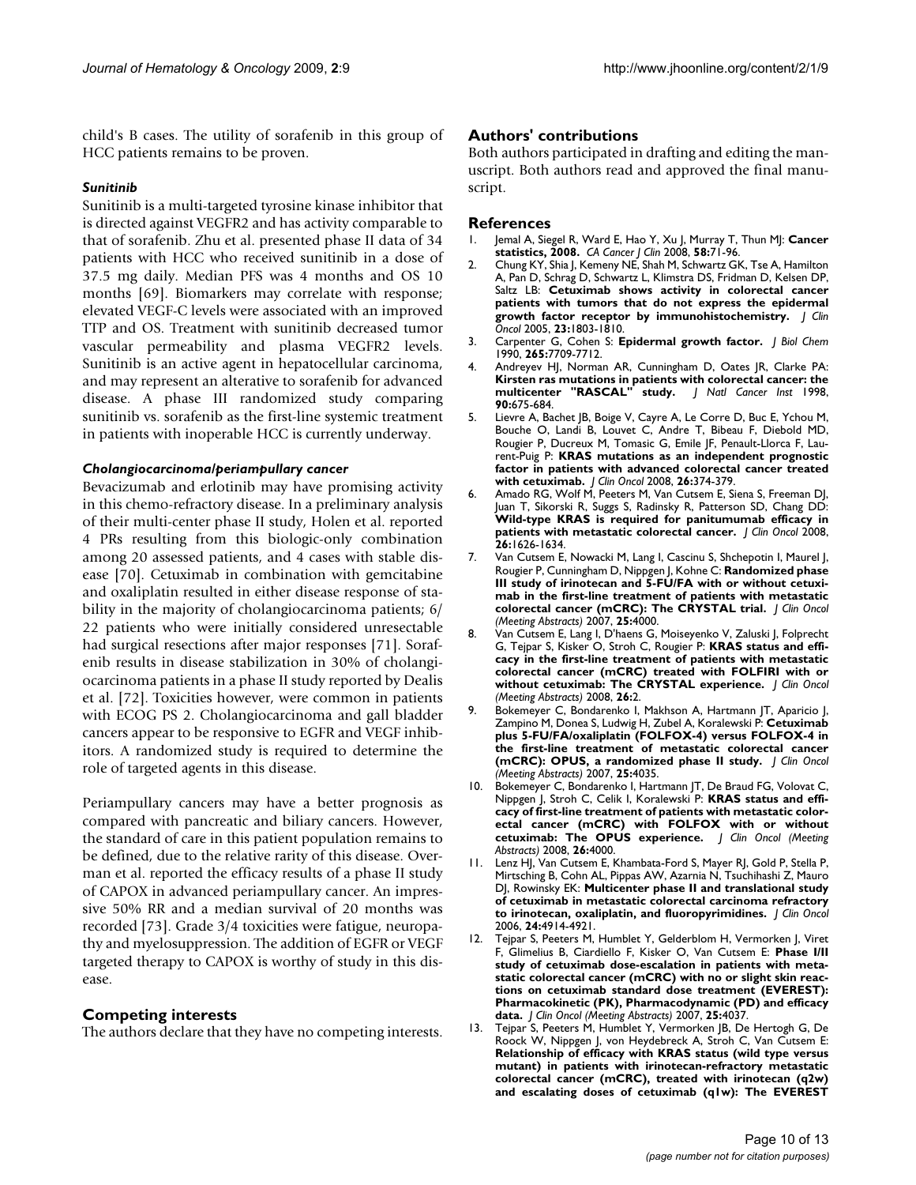child's B cases. The utility of sorafenib in this group of HCC patients remains to be proven.

#### *Sunitinib*

Sunitinib is a multi-targeted tyrosine kinase inhibitor that is directed against VEGFR2 and has activity comparable to that of sorafenib. Zhu et al. presented phase II data of 34 patients with HCC who received sunitinib in a dose of 37.5 mg daily. Median PFS was 4 months and OS 10 months [69]. Biomarkers may correlate with response; elevated VEGF-C levels were associated with an improved TTP and OS. Treatment with sunitinib decreased tumor vascular permeability and plasma VEGFR2 levels. Sunitinib is an active agent in hepatocellular carcinoma, and may represent an alterative to sorafenib for advanced disease. A phase III randomized study comparing sunitinib vs. sorafenib as the first-line systemic treatment in patients with inoperable HCC is currently underway.

#### *Cholangiocarcinoma/periampullary cancer*

Bevacizumab and erlotinib may have promising activity in this chemo-refractory disease. In a preliminary analysis of their multi-center phase II study, Holen et al. reported 4 PRs resulting from this biologic-only combination among 20 assessed patients, and 4 cases with stable disease [70]. Cetuximab in combination with gemcitabine and oxaliplatin resulted in either disease response of stability in the majority of cholangiocarcinoma patients; 6/22 patients who were initially considered unresectable had surgical resections after major responses [71]. Sorafenib results in disease stabilization in 30% of cholangiocarcinoma patients in a phase II study reported by Dealis et al. [72]. Toxicities however, were common in patients with ECOG PS 2. Cholangiocarcinoma and gall bladder cancers appear to be responsive to EGFR and VEGF inhibitors. A randomized study is required to determine the role of targeted agents in this disease.

Periampullary cancers may have a better prognosis as compared with pancreatic and biliary cancers. However, the standard of care in this patient population remains to be defined, due to the relative rarity of this disease. Overman et al. reported the efficacy results of a phase II study of CAPOX in advanced periampullary cancer. An impressive 50% RR and a median survival of 20 months was recorded [73]. Grade 3/4 toxicities were fatigue, neuropathy and myelosuppression. The addition of EGFR or VEGF targeted therapy to CAPOX is worthy of study in this disease.

## Competing interests

The authors declare that they have no competing interests.

## Authors' contributions

Both authors participated in drafting and editing the manuscript. Both authors read and approved the final manuscript.

## References

1. Jemal A, Siegel R, Ward E, Hao Y, Xu J, Murray T, Thun MJ: **Cancer statistics, 2008.** *CA Cancer J Clin* 2008, **58:**71-96.
2. Chung KY, Shia J, Kemeny NE, Shah M, Schwartz GK, Tse A, Hamilton A, Pan D, Schrag D, Schwartz L, Klimstra DS, Fridman D, Kelsen DP, Saltz LB: **Cetuximab shows activity in colorectal cancer patients with tumors that do not express the epidermal growth factor receptor by immunohistochemistry.** *J Clin Oncol* 2005, **23:**1803-1810.
3. Carpenter G, Cohen S: **Epidermal growth factor.** *J Biol Chem* 1990, **265:**7709-7712.
4. Andreyev HJ, Norman AR, Cunningham D, Oates JR, Clarke PA: **Kirsten ras mutations in patients with colorectal cancer: the multicenter "RASCAL" study.** *J Natl Cancer Inst* 1998, **90:**675-684.
5. Lievre A, Bachet JB, Boige V, Cayre A, Le Corre D, Buc E, Ychou M, Bouche O, Landi B, Louvet C, Andre T, Bibeau F, Diebold MD, Rougier P, Ducreux M, Tomasic G, Emile JF, Penault-Llorca F, Laurent-Puig P: **KRAS mutations as an independent prognostic factor in patients with advanced colorectal cancer treated with cetuximab.** *J Clin Oncol* 2008, **26:**374-379.
6. Amado RG, Wolf M, Peeters M, Van Cutsem E, Siena S, Freeman DJ, Juan T, Sikorski R, Suggs S, Radinsky R, Patterson SD, Chang DD: **Wild-type KRAS is required for panitumumab efficacy in patients with metastatic colorectal cancer.** *J Clin Oncol* 2008, **26:**1626-1634.
7. Van Cutsem E, Nowacki M, Lang I, Cascinu S, Shchepotin I, Maurel J, Rougier P, Cunningham D, Nippgen J, Kohne C: **Randomized phase III study of irinotecan and 5-FU/FA with or without cetuximab in the first-line treatment of patients with metastatic colorectal cancer (mCRC): The CRYSTAL trial.** *J Clin Oncol (Meeting Abstracts)* 2007, **25:**4000.
8. Van Cutsem E, Lang I, D'haens G, Moiseyenko V, Zaluski J, Folprecht G, Tejpar S, Kisker O, Stroh C, Rougier P: **KRAS status and efficacy in the first-line treatment of patients with metastatic colorectal cancer (mCRC) treated with FOLFIRI with or without cetuximab: The CRYSTAL experience.** *J Clin Oncol (Meeting Abstracts)* 2008, **26:**2.
9. Bokemeyer C, Bondarenko I, Makhson A, Hartmann JT, Aparicio J, Zampino M, Donea S, Ludwig H, Zubel A, Koralewski P: **Cetuximab plus 5-FU/FA/oxaliplatin (FOLFOX-4) versus FOLFOX-4 in the first-line treatment of metastatic colorectal cancer (mCRC): OPUS, a randomized phase II study.** *J Clin Oncol (Meeting Abstracts)* 2007, **25:**4035.
10. Bokemeyer C, Bondarenko I, Hartmann JT, De Braud FG, Volovat C, Nippgen J, Stroh C, Celik I, Koralewski P: **KRAS status and efficacy of first-line treatment of patients with metastatic colorectal cancer (mCRC) with FOLFOX with or without cetuximab: The OPUS experience.** *J Clin Oncol (Meeting Abstracts)* 2008, **26:**4000.
11. Lenz HJ, Van Cutsem E, Khambata-Ford S, Mayer RJ, Gold P, Stella P, Mirtsching B, Cohn AL, Pippas AW, Azarnia N, Tsuchihashi Z, Mauro DJ, Rowinsky EK: **Multicenter phase II and translational study of cetuximab in metastatic colorectal carcinoma refractory to irinotecan, oxaliplatin, and fluoropyrimidines.** *J Clin Oncol* 2006, **24:**4914-4921.
12. Tejpar S, Peeters M, Humblet Y, Gelderblom H, Vermorken J, Viret F, Glimelius B, Ciardiello F, Kisker O, Van Cutsem E: **Phase I/II study of cetuximab dose-escalation in patients with metastatic colorectal cancer (mCRC) with no or slight skin reactions on cetuximab standard dose treatment (EVEREST): Pharmacokinetic (PK), Pharmacodynamic (PD) and efficacy data.** *J Clin Oncol (Meeting Abstracts)* 2007, **25:**4037.
13. Tejpar S, Peeters M, Humblet Y, Vermorken JB, De Hertogh G, De Roock W, Nippgen J, von Heydebreck A, Stroh C, Van Cutsem E: **Relationship of efficacy with KRAS status (wild type versus mutant) in patients with irinotecan-refractory metastatic colorectal cancer (mCRC), treated with irinotecan (q2w) and escalating doses of cetuximab (q1w): The EVEREST**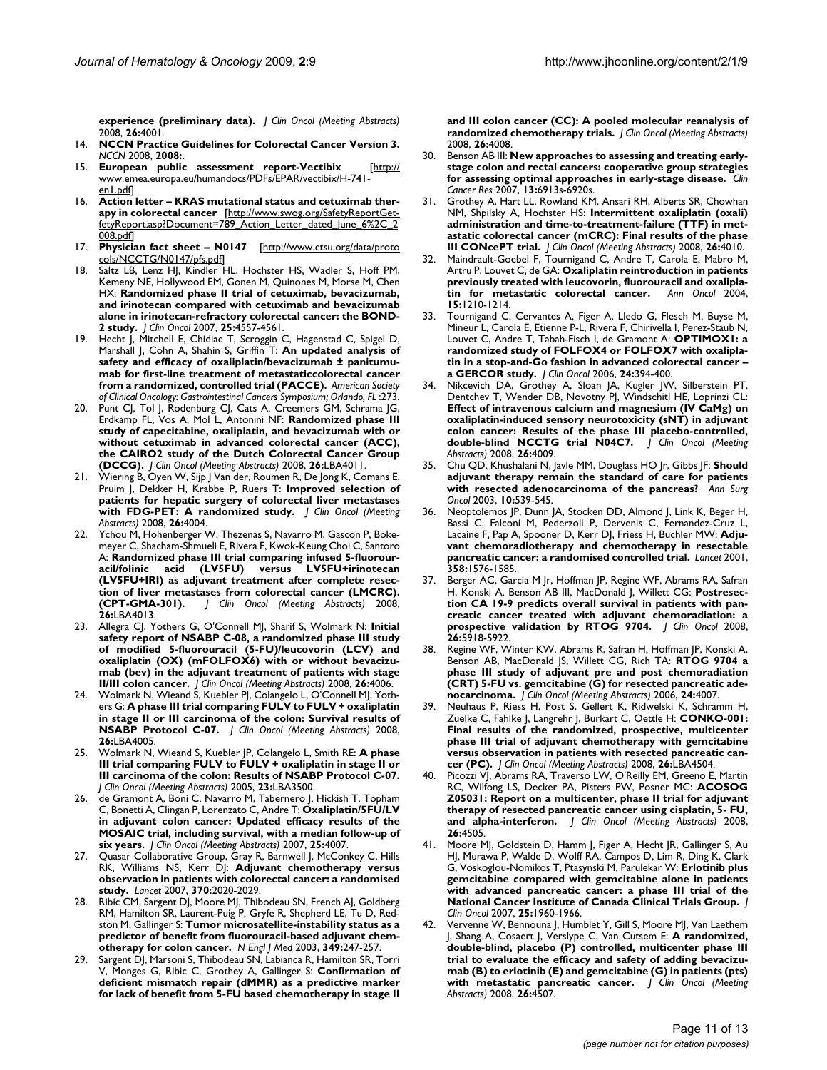**experience (preliminary data).** *J Clin Oncol (Meeting Abstracts)* 2008, **26:**4001.

14. **NCCN Practice Guidelines for Colorectal Cancer Version 3.** *NCCN* 2008, **2008:**.
15. **European public assessment report-Vectibix** [http://www.emea.europa.eu/humandocs/PDFs/EPAR/vectibix/H-741-en1.pdf]
16. **Action letter – KRAS mutational status and cetuximab therapy in colorectal cancer** [http://www.swog.org/SafetyReportGetSafetyReport.asp?Document=789_Action_Letter_dated_June_6%2C_2008.pdf]
17. **Physician fact sheet – N0147** [http://www.ctsu.org/data/protocols/NCCTG/N0147/pfs.pdf]
18. Saltz LB, Lenz HJ, Kindler HL, Hochster HS, Wadler S, Hoff PM, Kemeny NE, Hollywood EM, Gonen M, Quinones M, Morse M, Chen HX: **Randomized phase II trial of cetuximab, bevacizumab, and irinotecan compared with cetuximab and bevacizumab alone in irinotecan-refractory colorectal cancer: the BOND-2 study.** *J Clin Oncol* 2007, **25:**4557-4561.
19. Hecht J, Mitchell E, Chidiac T, Scroggin C, Hagenstad C, Spigel D, Marshall J, Cohn A, Shahin S, Griffin T: **An updated analysis of safety and efficacy of oxaliplatin/bevacizumab ± panitumumab for first-line treatment of metastaticcolorectal cancer from a randomized, controlled trial (PACCE).** *American Society of Clinical Oncology: Gastrointestinal Cancers Symposium; Orlando, FL* :273.
20. Punt CJ, Tol J, Rodenburg CJ, Cats A, Creemers GM, Schrama JG, Erdkamp FL, Vos A, Mol L, Antonini NF: **Randomized phase III study of capecitabine, oxaliplatin, and bevacizumab with or without cetuximab in advanced colorectal cancer (ACC), the CAIRO2 study of the Dutch Colorectal Cancer Group (DCCG).** *J Clin Oncol (Meeting Abstracts)* 2008, **26:**LBA4011.
21. Wiering B, Oyen W, Sijp J Van der, Roumen R, De Jong K, Comans E, Pruim J, Dekker H, Krabbe P, Ruers T: **Improved selection of patients for hepatic surgery of colorectal liver metastases with FDG-PET: A randomized study.** *J Clin Oncol (Meeting Abstracts)* 2008, **26:**4004.
22. Ychou M, Hohenberger W, Thezenas S, Navarro M, Gascon P, Bokemeyer C, Shacham-Shmueli E, Rivera F, Kwok-Keung Choi C, Santoro A: **Randomized phase III trial comparing infused 5-fluorouracil/folinic acid (LV5FU) versus LV5FU+irinotecan (LV5FU+IRI) as adjuvant treatment after complete resection of liver metastases from colorectal cancer (LMCRC). (CPT-GMA-301).** *J Clin Oncol (Meeting Abstracts)* 2008, **26:**LBA4013.
23. Allegra CJ, Yothers G, O'Connell MJ, Sharif S, Wolmark N: **Initial safety report of NSABP C-08, a randomized phase III study of modified 5-fluorouracil (5-FU)/leucovorin (LCV) and oxaliplatin (OX) (mFOLFOX6) with or without bevacizumab (bev) in the adjuvant treatment of patients with stage II/III colon cancer.** *J Clin Oncol (Meeting Abstracts)* 2008, **26:**4006.
24. Wolmark N, Wieand S, Kuebler PJ, Colangelo L, O'Connell MJ, Yothers G: **A phase III trial comparing FULV to FULV + oxaliplatin in stage II or III carcinoma of the colon: Survival results of NSABP Protocol C-07.** *J Clin Oncol (Meeting Abstracts)* 2008, **26:**LBA4005.
25. Wolmark N, Wieand S, Kuebler JP, Colangelo L, Smith RE: **A phase III trial comparing FULV to FULV + oxaliplatin in stage II or III carcinoma of the colon: Results of NSABP Protocol C-07.** *J Clin Oncol (Meeting Abstracts)* 2005, **23:**LBA3500.
26. de Gramont A, Boni C, Navarro M, Tabernero J, Hickish T, Topham C, Bonetti A, Clingan P, Lorenzato C, Andre T: **Oxaliplatin/5FU/LV in adjuvant colon cancer: Updated efficacy results of the MOSAIC trial, including survival, with a median follow-up of six years.** *J Clin Oncol (Meeting Abstracts)* 2007, **25:**4007.
27. Quasar Collaborative Group, Gray R, Barnwell J, McConkey C, Hills RK, Williams NS, Kerr DJ: **Adjuvant chemotherapy versus observation in patients with colorectal cancer: a randomised study.** *Lancet* 2007, **370:**2020-2029.
28. Ribic CM, Sargent DJ, Moore MJ, Thibodeau SN, French AJ, Goldberg RM, Hamilton SR, Laurent-Puig P, Gryfe R, Shepherd LE, Tu D, Redston M, Gallinger S: **Tumor microsatellite-instability status as a predictor of benefit from fluorouracil-based adjuvant chemotherapy for colon cancer.** *N Engl J Med* 2003, **349:**247-257.
29. Sargent DJ, Marsoni S, Thibodeau SN, Labianca R, Hamilton SR, Torri V, Monges G, Ribic C, Grothey A, Gallinger S: **Confirmation of deficient mismatch repair (dMMR) as a predictive marker for lack of benefit from 5-FU based chemotherapy in stage II and III colon cancer (CC): A pooled molecular reanalysis of randomized chemotherapy trials.** *J Clin Oncol (Meeting Abstracts)* 2008, **26:**4008.
30. Benson AB III: **New approaches to assessing and treating early-stage colon and rectal cancers: cooperative group strategies for assessing optimal approaches in early-stage disease.** *Clin Cancer Res* 2007, **13:**6913s-6920s.
31. Grothey A, Hart LL, Rowland KM, Ansari RH, Alberts SR, Chowhan NM, Shpilsky A, Hochster HS: **Intermittent oxaliplatin (oxali) administration and time-to-treatment-failure (TTF) in metastatic colorectal cancer (mCRC): Final results of the phase III CONcePT trial.** *J Clin Oncol (Meeting Abstracts)* 2008, **26:**4010.
32. Maindrault-Goebel F, Tournigand C, Andre T, Carola E, Mabro M, Artru P, Louvet C, de GA: **Oxaliplatin reintroduction in patients previously treated with leucovorin, fluorouracil and oxaliplatin for metastatic colorectal cancer.** *Ann Oncol* 2004, **15:**1210-1214.
33. Tournigand C, Cervantes A, Figer A, Lledo G, Flesch M, Buyse M, Mineur L, Carola E, Etienne P-L, Rivera F, Chirivella I, Perez-Staub N, Louvet C, Andre T, Tabah-Fisch I, de Gramont A: **OPTIMOX1: a randomized study of FOLFOX4 or FOLFOX7 with oxaliplatin in a stop-and-Go fashion in advanced colorectal cancer – a GERCOR study.** *J Clin Oncol* 2006, **24:**394-400.
34. Nikcevich DA, Grothey A, Sloan JA, Kugler JW, Silberstein PT, Dentchev T, Wender DB, Novotny PJ, Windschitl HE, Loprinzi CL: **Effect of intravenous calcium and magnesium (IV CaMg) on oxaliplatin-induced sensory neurotoxicity (sNT) in adjuvant colon cancer: Results of the phase III placebo-controlled, double-blind NCCTG trial N04C7.** *J Clin Oncol (Meeting Abstracts)* 2008, **26:**4009.
35. Chu QD, Khushalani N, Javle MM, Douglass HO Jr, Gibbs JF: **Should adjuvant therapy remain the standard of care for patients with resected adenocarcinoma of the pancreas?** *Ann Surg Oncol* 2003, **10:**539-545.
36. Neoptolemos JP, Dunn JA, Stocken DD, Almond J, Link K, Beger H, Bassi C, Falconi M, Pederzoli P, Dervenis C, Fernandez-Cruz L, Lacaine F, Pap A, Spooner D, Kerr DJ, Friess H, Buchler MW: **Adjuvant chemoradiotherapy and chemotherapy in resectable pancreatic cancer: a randomised controlled trial.** *Lancet* 2001, **358:**1576-1585.
37. Berger AC, Garcia M Jr, Hoffman JP, Regine WF, Abrams RA, Safran H, Konski A, Benson AB III, MacDonald J, Willett CG: **Postresection CA 19-9 predicts overall survival in patients with pancreatic cancer treated with adjuvant chemoradiation: a prospective validation by RTOG 9704.** *J Clin Oncol* 2008, **26:**5918-5922.
38. Regine WF, Winter KW, Abrams R, Safran H, Hoffman JP, Konski A, Benson AB, MacDonald JS, Willett CG, Rich TA: **RTOG 9704 a phase III study of adjuvant pre and post chemoradiation (CRT) 5-FU vs. gemcitabine (G) for resected pancreatic adenocarcinoma.** *J Clin Oncol (Meeting Abstracts)* 2006, **24:**4007.
39. Neuhaus P, Riess H, Post S, Gellert K, Ridwelski K, Schramm H, Zuelke C, Fahlke J, Langrehr J, Burkart C, Oettle H: **CONKO-001: Final results of the randomized, prospective, multicenter phase III trial of adjuvant chemotherapy with gemcitabine versus observation in patients with resected pancreatic cancer (PC).** *J Clin Oncol (Meeting Abstracts)* 2008, **26:**LBA4504.
40. Picozzi VJ, Abrams RA, Traverso LW, O'Reilly EM, Greeno E, Martin RC, Wilfong LS, Decker PA, Pisters PW, Posner MC: **ACOSOG Z05031: Report on a multicenter, phase II trial for adjuvant therapy of resected pancreatic cancer using cisplatin, 5- FU, and alpha-interferon.** *J Clin Oncol (Meeting Abstracts)* 2008, **26:**4505.
41. Moore MJ, Goldstein D, Hamm J, Figer A, Hecht JR, Gallinger S, Au HJ, Murawa P, Walde D, Wolff RA, Campos D, Lim R, Ding K, Clark G, Voskoglou-Nomikos T, Ptasynski M, Parulekar W: **Erlotinib plus gemcitabine compared with gemcitabine alone in patients with advanced pancreatic cancer: a phase III trial of the National Cancer Institute of Canada Clinical Trials Group.** *J Clin Oncol* 2007, **25:**1960-1966.
42. Vervenne W, Bennouna J, Humblet Y, Gill S, Moore MJ, Van Laethem J, Shang A, Cosaert J, Verslype C, Van Cutsem E: **A randomized, double-blind, placebo (P) controlled, multicenter phase III trial to evaluate the efficacy and safety of adding bevacizumab (B) to erlotinib (E) and gemcitabine (G) in patients (pts) with metastatic pancreatic cancer.** *J Clin Oncol (Meeting Abstracts)* 2008, **26:**4507.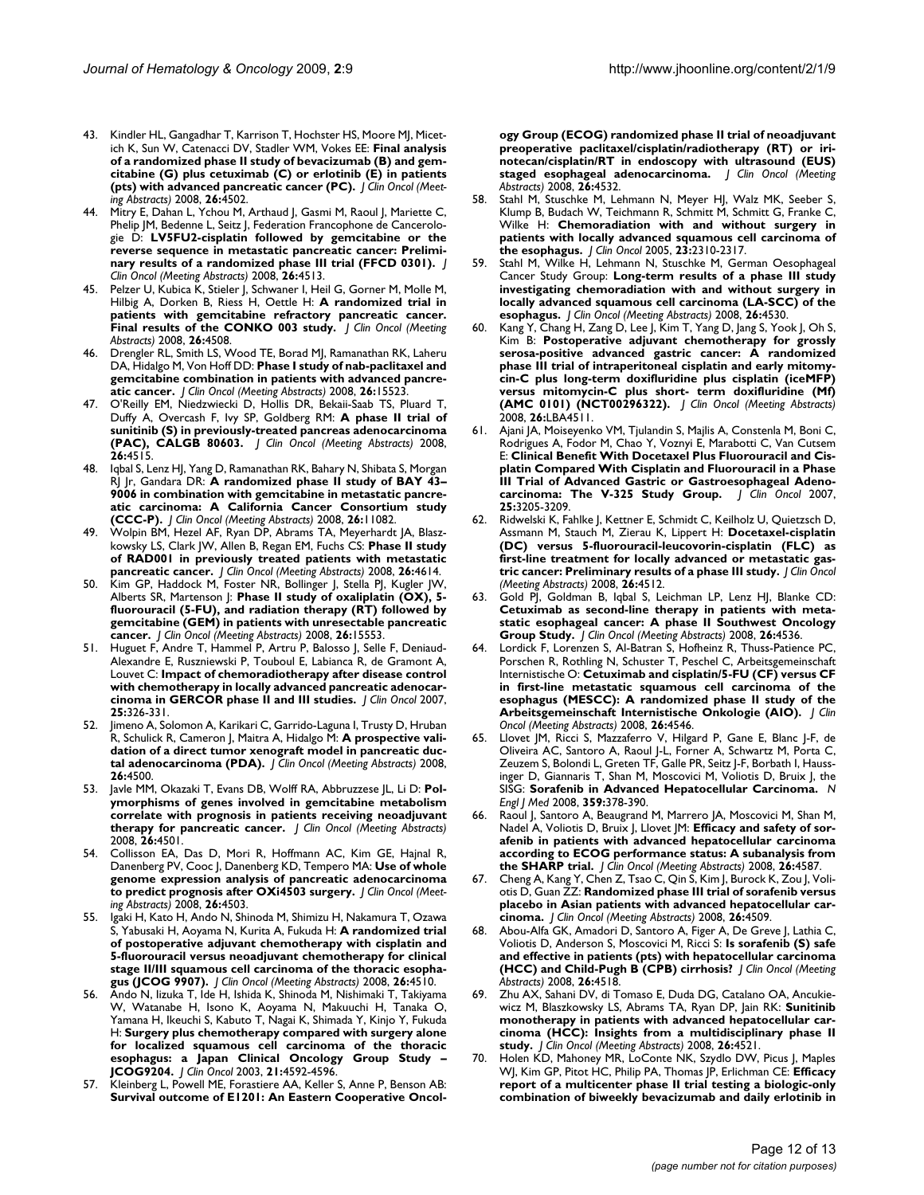43. Kindler HL, Gangadhar T, Karrison T, Hochster HS, Moore MJ, Micetich K, Sun W, Catenacci DV, Stadler WM, Vokes EE: **Final analysis of a randomized phase II study of bevacizumab (B) and gemcitabine (G) plus cetuximab (C) or erlotinib (E) in patients (pts) with advanced pancreatic cancer (PC).** *J Clin Oncol (Meeting Abstracts)* 2008, **26:**4502.
44. Mitry E, Dahan L, Ychou M, Arthaud J, Gasmi M, Raoul J, Mariette C, Phelip JM, Bedenne L, Seitz J, Federation Francophone de Cancerologie D: **LV5FU2-cisplatin followed by gemcitabine or the reverse sequence in metastatic pancreatic cancer: Preliminary results of a randomized phase III trial (FFCD 0301).** *J Clin Oncol (Meeting Abstracts)* 2008, **26:**4513.
45. Pelzer U, Kubica K, Stieler J, Schwaner I, Heil G, Gorner M, Molle M, Hilbig A, Dorken B, Riess H, Oettle H: **A randomized trial in patients with gemcitabine refractory pancreatic cancer. Final results of the CONKO 003 study.** *J Clin Oncol (Meeting Abstracts)* 2008, **26:**4508.
46. Drengler RL, Smith LS, Wood TE, Borad MJ, Ramanathan RK, Laheru DA, Hidalgo M, Von Hoff DD: **Phase I study of nab-paclitaxel and gemcitabine combination in patients with advanced pancreatic cancer.** *J Clin Oncol (Meeting Abstracts)* 2008, **26:**15523.
47. O'Reilly EM, Niedzwiecki D, Hollis DR, Bekaii-Saab TS, Pluard T, Duffy A, Overcash F, Ivy SP, Goldberg RM: **A phase II trial of sunitinib (S) in previously-treated pancreas adenocarcinoma (PAC), CALGB 80603.** *J Clin Oncol (Meeting Abstracts)* 2008, **26:**4515.
48. Iqbal S, Lenz HJ, Yang D, Ramanathan RK, Bahary N, Shibata S, Morgan RJ Jr, Gandara DR: **A randomized phase II study of BAY 43–9006 in combination with gemcitabine in metastatic pancreatic carcinoma: A California Cancer Consortium study (CCC-P).** *J Clin Oncol (Meeting Abstracts)* 2008, **26:**11082.
49. Wolpin BM, Hezel AF, Ryan DP, Abrams TA, Meyerhardt JA, Blaszkowsky LS, Clark JW, Allen B, Regan EM, Fuchs CS: **Phase II study of RAD001 in previously treated patients with metastatic pancreatic cancer.** *J Clin Oncol (Meeting Abstracts)* 2008, **26:**4614.
50. Kim GP, Haddock M, Foster NR, Bollinger J, Stella PJ, Kugler JW, Alberts SR, Martenson J: **Phase II study of oxaliplatin (OX), 5-fluorouracil (5-FU), and radiation therapy (RT) followed by gemcitabine (GEM) in patients with unresectable pancreatic cancer.** *J Clin Oncol (Meeting Abstracts)* 2008, **26:**15553.
51. Huguet F, Andre T, Hammel P, Artru P, Balosso J, Selle F, Deniaud-Alexandre E, Ruszniewski P, Touboul E, Labianca R, de Gramont A, Louvet C: **Impact of chemoradiotherapy after disease control with chemotherapy in locally advanced pancreatic adenocarcinoma in GERCOR phase II and III studies.** *J Clin Oncol* 2007, **25:**326-331.
52. Jimeno A, Solomon A, Karikari C, Garrido-Laguna I, Trusty D, Hruban R, Schulick R, Cameron J, Maitra A, Hidalgo M: **A prospective validation of a direct tumor xenograft model in pancreatic ductal adenocarcinoma (PDA).** *J Clin Oncol (Meeting Abstracts)* 2008, **26:**4500.
53. Javle MM, Okazaki T, Evans DB, Wolff RA, Abbruzzese JL, Li D: **Polymorphisms of genes involved in gemcitabine metabolism correlate with prognosis in patients receiving neoadjuvant therapy for pancreatic cancer.** *J Clin Oncol (Meeting Abstracts)* 2008, **26:**4501.
54. Collisson EA, Das D, Mori R, Hoffmann AC, Kim GE, Hajnal R, Danenberg PV, Cooc J, Danenberg KD, Tempero MA: **Use of whole genome expression analysis of pancreatic adenocarcinoma to predict prognosis after OXi4503 surgery.** *J Clin Oncol (Meeting Abstracts)* 2008, **26:**4503.
55. Igaki H, Kato H, Ando N, Shinoda M, Shimizu H, Nakamura T, Ozawa S, Yabusaki H, Aoyama N, Kurita A, Fukuda H: **A randomized trial of postoperative adjuvant chemotherapy with cisplatin and 5-fluorouracil versus neoadjuvant chemotherapy for clinical stage II/III squamous cell carcinoma of the thoracic esophagus (JCOG 9907).** *J Clin Oncol (Meeting Abstracts)* 2008, **26:**4510.
56. Ando N, Iizuka T, Ide H, Ishida K, Shinoda M, Nishimaki T, Takiyama W, Watanabe H, Isono K, Aoyama N, Makuuchi H, Tanaka O, Yamana H, Ikeuchi S, Kabuto T, Nagai K, Shimada Y, Kinjo Y, Fukuda H: **Surgery plus chemotherapy compared with surgery alone for localized squamous cell carcinoma of the thoracic esophagus: a Japan Clinical Oncology Group Study – JCOG9204.** *J Clin Oncol* 2003, **21:**4592-4596.
57. Kleinberg L, Powell ME, Forastiere AA, Keller S, Anne P, Benson AB: **Survival outcome of E1201: An Eastern Cooperative Oncology Group (ECOG) randomized phase II trial of neoadjuvant preoperative paclitaxel/cisplatin/radiotherapy (RT) or irinotecan/cisplatin/RT in endoscopy with ultrasound (EUS) staged esophageal adenocarcinoma.** *J Clin Oncol (Meeting Abstracts)* 2008, **26:**4532.
58. Stahl M, Stuschke M, Lehmann N, Meyer HJ, Walz MK, Seeber S, Klump B, Budach W, Teichmann R, Schmitt M, Schmitt G, Franke C, Wilke H: **Chemoradiation with and without surgery in patients with locally advanced squamous cell carcinoma of the esophagus.** *J Clin Oncol* 2005, **23:**2310-2317.
59. Stahl M, Wilke H, Lehmann N, Stuschke M, German Oesophageal Cancer Study Group: **Long-term results of a phase III study investigating chemoradiation with and without surgery in locally advanced squamous cell carcinoma (LA-SCC) of the esophagus.** *J Clin Oncol (Meeting Abstracts)* 2008, **26:**4530.
60. Kang Y, Chang H, Zang D, Lee J, Kim T, Yang D, Jang S, Yook J, Oh S, Kim B: **Postoperative adjuvant chemotherapy for grossly serosa-positive advanced gastric cancer: A randomized phase III trial of intraperitoneal cisplatin and early mitomycin-C plus long-term doxifluridine plus cisplatin (iceMFP) versus mitomycin-C plus short- term doxifluridine (Mf) (AMC 0101) (NCT00296322).** *J Clin Oncol (Meeting Abstracts)* 2008, **26:**LBA4511.
61. Ajani JA, Moiseyenko VM, Tjulandin S, Majlis A, Constenla M, Boni C, Rodrigues A, Fodor M, Chao Y, Voznyi E, Marabotti C, Van Cutsem E: **Clinical Benefit With Docetaxel Plus Fluorouracil and Cisplatin Compared With Cisplatin and Fluorouracil in a Phase III Trial of Advanced Gastric or Gastroesophageal Adenocarcinoma: The V-325 Study Group.** *J Clin Oncol* 2007, **25:**3205-3209.
62. Ridwelski K, Fahlke J, Kettner E, Schmidt C, Keilholz U, Quietzsch D, Assmann M, Stauch M, Zierau K, Lippert H: **Docetaxel-cisplatin (DC) versus 5-fluorouracil-leucovorin-cisplatin (FLC) as first-line treatment for locally advanced or metastatic gastric cancer: Preliminary results of a phase III study.** *J Clin Oncol (Meeting Abstracts)* 2008, **26:**4512.
63. Gold PJ, Goldman B, Iqbal S, Leichman LP, Lenz HJ, Blanke CD: **Cetuximab as second-line therapy in patients with metastatic esophageal cancer: A phase II Southwest Oncology Group Study.** *J Clin Oncol (Meeting Abstracts)* 2008, **26:**4536.
64. Lordick F, Lorenzen S, Al-Batran S, Hofheinz R, Thuss-Patience PC, Porschen R, Rothling N, Schuster T, Peschel C, Arbeitsgemeinschaft Internistische O: **Cetuximab and cisplatin/5-FU (CF) versus CF in first-line metastatic squamous cell carcinoma of the esophagus (MESCC): A randomized phase II study of the Arbeitsgemeinschaft Internistische Onkologie (AIO).** *J Clin Oncol (Meeting Abstracts)* 2008, **26:**4546.
65. Llovet JM, Ricci S, Mazzaferro V, Hilgard P, Gane E, Blanc J-F, de Oliveira AC, Santoro A, Raoul J-L, Forner A, Schwartz M, Porta C, Zeuzem S, Bolondi L, Greten TF, Galle PR, Seitz J-F, Borbath I, Haussinger D, Giannaris T, Shan M, Moscovici M, Voliotis D, Bruix J, the SISG: **Sorafenib in Advanced Hepatocellular Carcinoma.** *N Engl J Med* 2008, **359:**378-390.
66. Raoul J, Santoro A, Beaugrand M, Marrero JA, Moscovici M, Shan M, Nadel A, Voliotis D, Bruix J, Llovet JM: **Efficacy and safety of sorafenib in patients with advanced hepatocellular carcinoma according to ECOG performance status: A subanalysis from the SHARP trial.** *J Clin Oncol (Meeting Abstracts)* 2008, **26:**4587.
67. Cheng A, Kang Y, Chen Z, Tsao C, Qin S, Kim J, Burock K, Zou J, Voliotis D, Guan ZZ: **Randomized phase III trial of sorafenib versus placebo in Asian patients with advanced hepatocellular carcinoma.** *J Clin Oncol (Meeting Abstracts)* 2008, **26:**4509.
68. Abou-Alfa GK, Amadori D, Santoro A, Figer A, De Greve J, Lathia C, Voliotis D, Anderson S, Moscovici M, Ricci S: **Is sorafenib (S) safe and effective in patients (pts) with hepatocellular carcinoma (HCC) and Child-Pugh B (CPB) cirrhosis?** *J Clin Oncol (Meeting Abstracts)* 2008, **26:**4518.
69. Zhu AX, Sahani DV, di Tomaso E, Duda DG, Catalano OA, Ancukiewicz M, Blaszkowsky LS, Abrams TA, Ryan DP, Jain RK: **Sunitinib monotherapy in patients with advanced hepatocellular carcinoma (HCC): Insights from a multidisciplinary phase II study.** *J Clin Oncol (Meeting Abstracts)* 2008, **26:**4521.
70. Holen KD, Mahoney MR, LoConte NK, Szydlo DW, Picus J, Maples WJ, Kim GP, Pitot HC, Philip PA, Thomas JP, Erlichman CE: **Efficacy report of a multicenter phase II trial testing a biologic-only combination of biweekly bevacizumab and daily erlotinib in**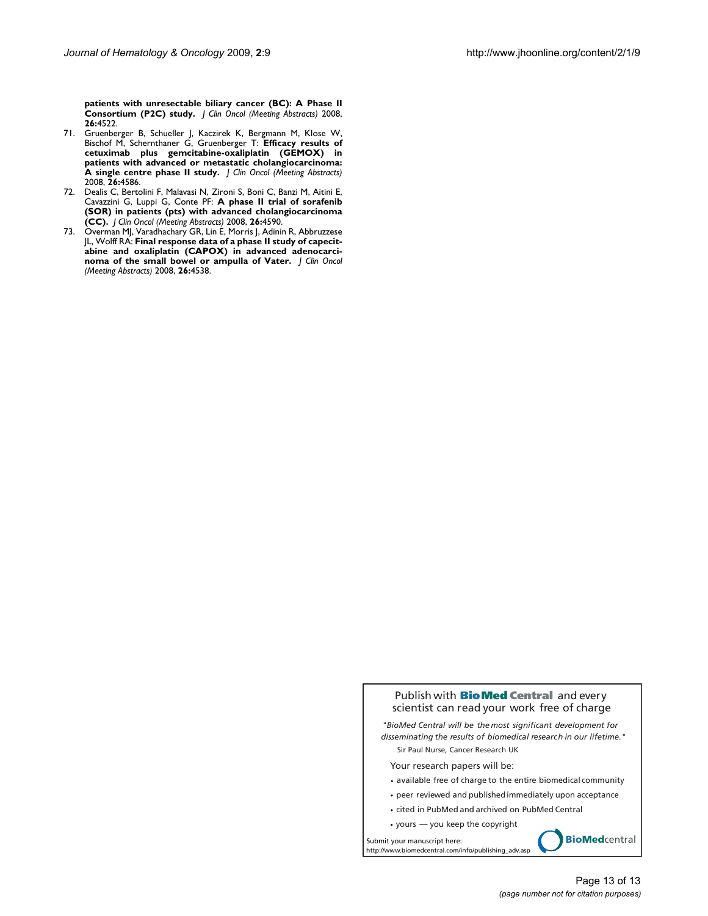patients with unresectable biliary cancer (BC): A Phase II Consortium (P2C) study.** *J Clin Oncol (Meeting Abstracts)* 2008, **26:**4522.

71. Gruenberger B, Schueller J, Kaczirek K, Bergmann M, Klose W, Bischof M, Schernthaner G, Gruenberger T: **Efficacy results of cetuximab plus gemcitabine-oxaliplatin (GEMOX) in patients with advanced or metastatic cholangiocarcinoma: A single centre phase II study.** *J Clin Oncol (Meeting Abstracts)* 2008, **26:**4586.
72. Dealis C, Bertolini F, Malavasi N, Zironi S, Boni C, Banzi M, Aitini E, Cavazzini G, Luppi G, Conte PF: **A phase II trial of sorafenib (SOR) in patients (pts) with advanced cholangiocarcinoma (CC).** *J Clin Oncol (Meeting Abstracts)* 2008, **26:**4590.
73. Overman MJ, Varadhachary GR, Lin E, Morris J, Adinin R, Abbruzzese JL, Wolff RA: **Final response data of a phase II study of capecitabine and oxaliplatin (CAPOX) in advanced adenocarcinoma of the small bowel or ampulla of Vater.** *J Clin Oncol (Meeting Abstracts)* 2008, **26:**4538.

Publish with **BioMed Central** and every scientist can read your work free of charge

*"BioMed Central will be the most significant development for disseminating the results of biomedical research in our lifetime."*

Sir Paul Nurse, Cancer Research UK

Your research papers will be:

- available free of charge to the entire biomedical community
- peer reviewed and published immediately upon acceptance
- cited in PubMed and archived on PubMed Central
- yours — you keep the copyright

Submit your manuscript here:
http://www.biomedcentral.com/info/publishing_adv.asp

**BioMed**central